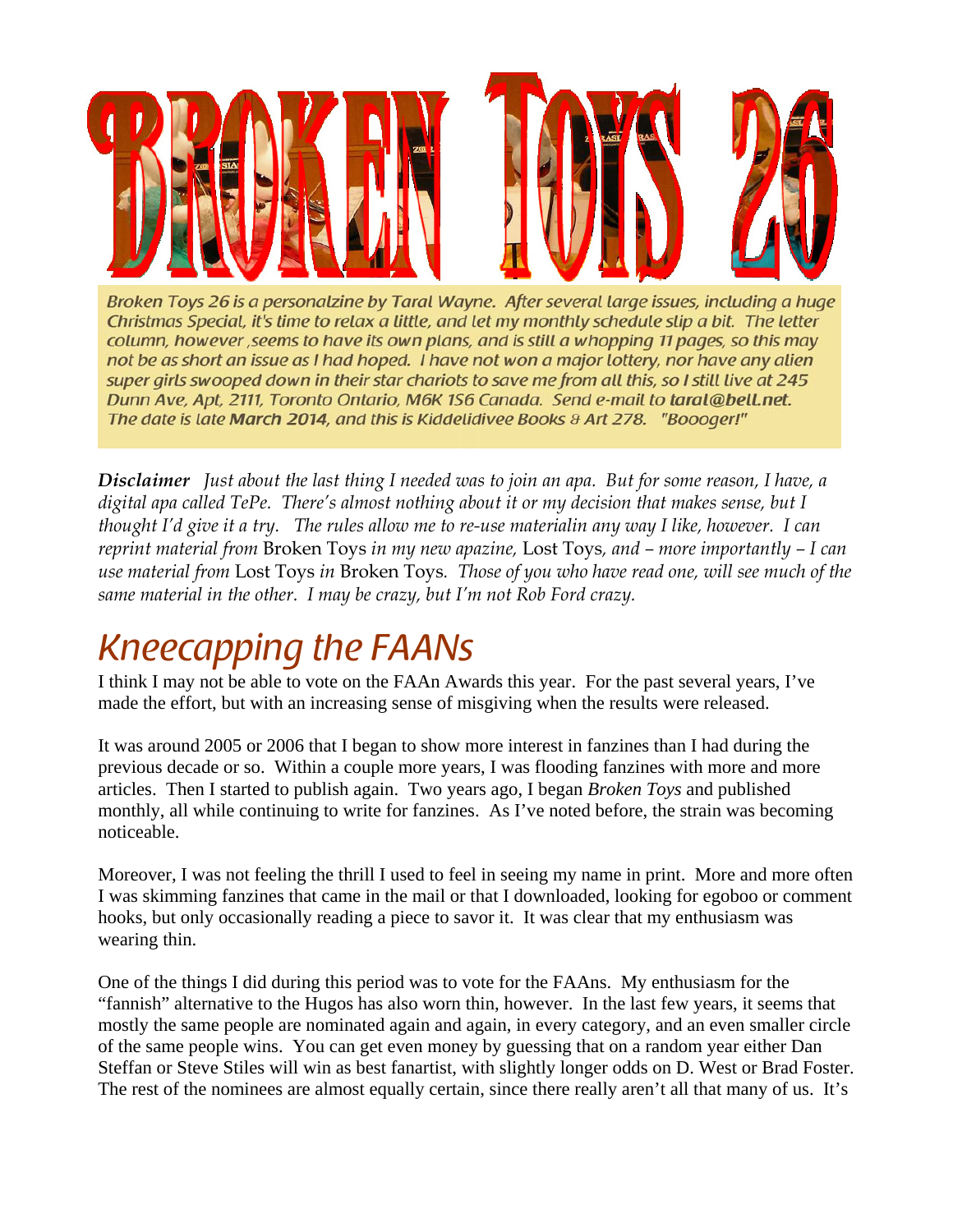# BROKEN TOYS 26

*Broken Toys 26 is a personalzine by Taral Wayne. After several large issues, including a huge Christmas Special, it's time to relax a little, and let my monthly schedule slip a bit. The letter column, however ,seems to have its own plans, and is still a whopping 11 pages, so this may not be as short an issue as I had hoped. I have not won a major lottery, nor have any alien super girls swooped down in their star chariots to save me from all this, so I still live at 245 Dunn Ave, Apt, 2111, Toronto Ontario, M6K 1S6 Canada. Send e-mail to **taral@bell.net**. The date is late **March 2014**, and this is Kiddelidivee Books & Art 278. "Boooger!"*

***Disclaimer*** *Just about the last thing I needed was to join an apa. But for some reason, I have, a digital apa called TePe. There's almost nothing about it or my decision that makes sense, but I thought I'd give it a try. The rules allow me to re-use materialin any way I like, however. I can reprint material from* Broken Toys *in my new apazine,* Lost Toys*, and – more importantly – I can use material from* Lost Toys *in* Broken Toys*. Those of you who have read one, will see much of the same material in the other. I may be crazy, but I'm not Rob Ford crazy.*

## Kneecapping the FAANs

I think I may not be able to vote on the FAAn Awards this year. For the past several years, I've made the effort, but with an increasing sense of misgiving when the results were released.

It was around 2005 or 2006 that I began to show more interest in fanzines than I had during the previous decade or so. Within a couple more years, I was flooding fanzines with more and more articles. Then I started to publish again. Two years ago, I began *Broken Toys* and published monthly, all while continuing to write for fanzines. As I've noted before, the strain was becoming noticeable.

Moreover, I was not feeling the thrill I used to feel in seeing my name in print. More and more often I was skimming fanzines that came in the mail or that I downloaded, looking for egoboo or comment hooks, but only occasionally reading a piece to savor it. It was clear that my enthusiasm was wearing thin.

One of the things I did during this period was to vote for the FAAns. My enthusiasm for the "fannish" alternative to the Hugos has also worn thin, however. In the last few years, it seems that mostly the same people are nominated again and again, in every category, and an even smaller circle of the same people wins. You can get even money by guessing that on a random year either Dan Steffan or Steve Stiles will win as best fanartist, with slightly longer odds on D. West or Brad Foster. The rest of the nominees are almost equally certain, since there really aren't all that many of us. It's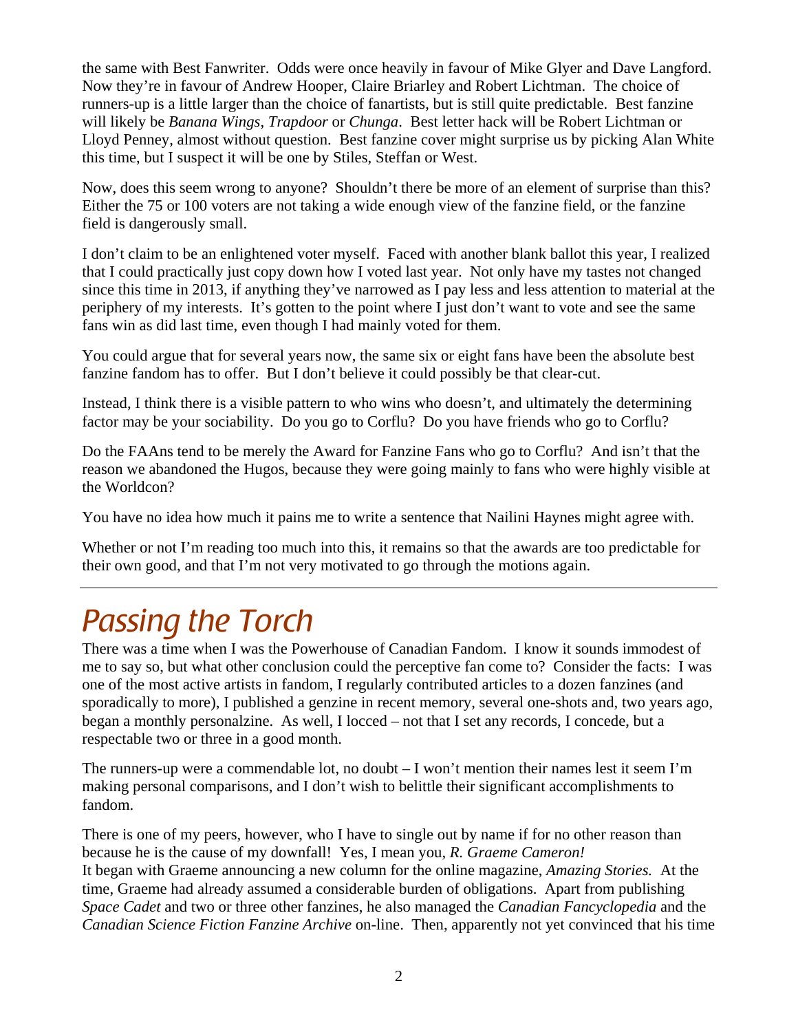the same with Best Fanwriter. Odds were once heavily in favour of Mike Glyer and Dave Langford. Now they're in favour of Andrew Hooper, Claire Briarley and Robert Lichtman. The choice of runners-up is a little larger than the choice of fanartists, but is still quite predictable. Best fanzine will likely be *Banana Wings*, *Trapdoor* or *Chunga*. Best letter hack will be Robert Lichtman or Lloyd Penney, almost without question. Best fanzine cover might surprise us by picking Alan White this time, but I suspect it will be one by Stiles, Steffan or West.

Now, does this seem wrong to anyone? Shouldn't there be more of an element of surprise than this? Either the 75 or 100 voters are not taking a wide enough view of the fanzine field, or the fanzine field is dangerously small.

I don't claim to be an enlightened voter myself. Faced with another blank ballot this year, I realized that I could practically just copy down how I voted last year. Not only have my tastes not changed since this time in 2013, if anything they've narrowed as I pay less and less attention to material at the periphery of my interests. It's gotten to the point where I just don't want to vote and see the same fans win as did last time, even though I had mainly voted for them.

You could argue that for several years now, the same six or eight fans have been the absolute best fanzine fandom has to offer. But I don't believe it could possibly be that clear-cut.

Instead, I think there is a visible pattern to who wins who doesn't, and ultimately the determining factor may be your sociability. Do you go to Corflu? Do you have friends who go to Corflu?

Do the FAAns tend to be merely the Award for Fanzine Fans who go to Corflu? And isn't that the reason we abandoned the Hugos, because they were going mainly to fans who were highly visible at the Worldcon?

You have no idea how much it pains me to write a sentence that Nailini Haynes might agree with.

Whether or not I'm reading too much into this, it remains so that the awards are too predictable for their own good, and that I'm not very motivated to go through the motions again.

---

# *Passing the Torch*

There was a time when I was the Powerhouse of Canadian Fandom. I know it sounds immodest of me to say so, but what other conclusion could the perceptive fan come to? Consider the facts: I was one of the most active artists in fandom, I regularly contributed articles to a dozen fanzines (and sporadically to more), I published a genzine in recent memory, several one-shots and, two years ago, began a monthly personalzine. As well, I locced – not that I set any records, I concede, but a respectable two or three in a good month.

The runners-up were a commendable lot, no doubt – I won't mention their names lest it seem I'm making personal comparisons, and I don't wish to belittle their significant accomplishments to fandom.

There is one of my peers, however, who I have to single out by name if for no other reason than because he is the cause of my downfall! Yes, I mean you, *R. Graeme Cameron!*
It began with Graeme announcing a new column for the online magazine, *Amazing Stories.* At the time, Graeme had already assumed a considerable burden of obligations. Apart from publishing *Space Cadet* and two or three other fanzines, he also managed the *Canadian Fancyclopedia* and the *Canadian Science Fiction Fanzine Archive* on-line. Then, apparently not yet convinced that his time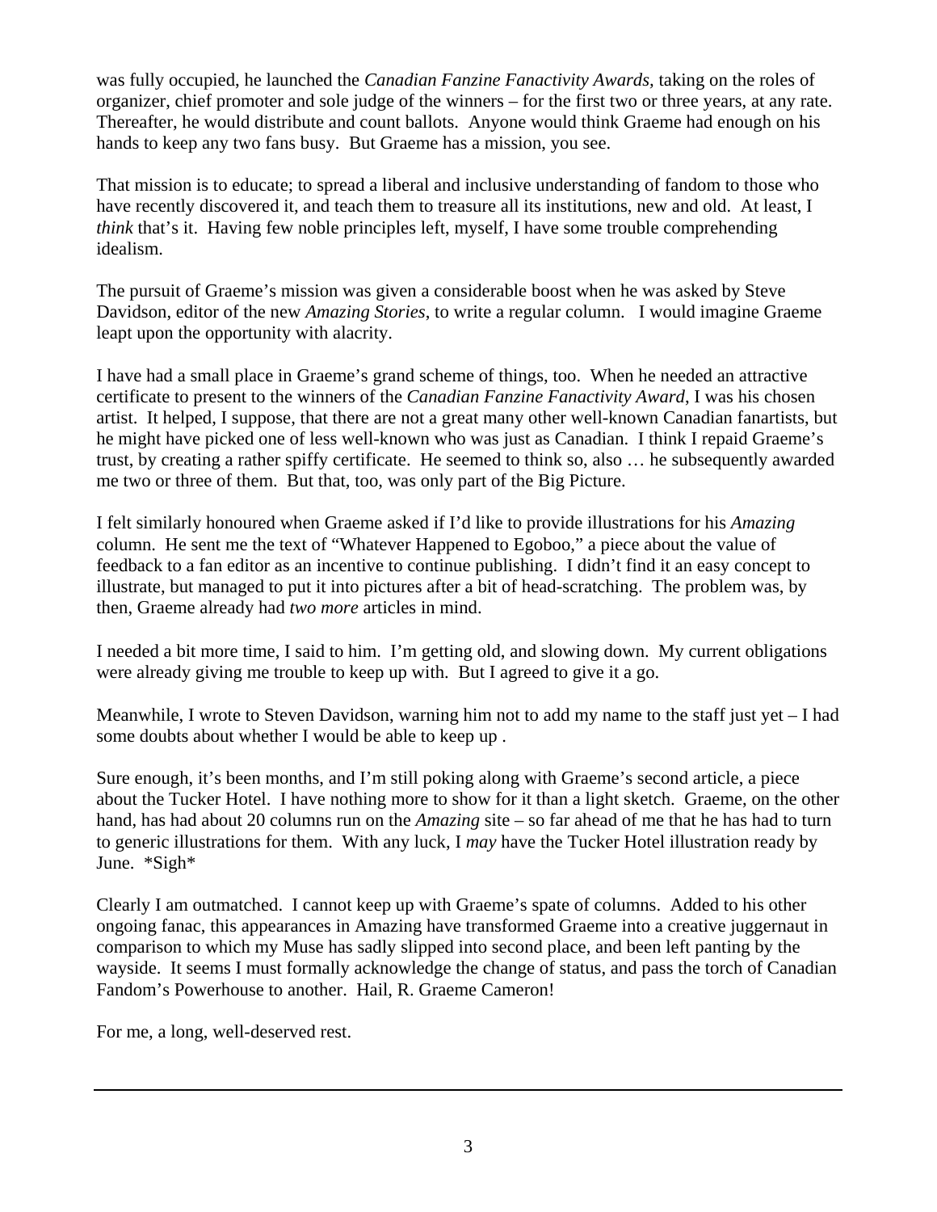was fully occupied, he launched the *Canadian Fanzine Fanactivity Awards,* taking on the roles of organizer, chief promoter and sole judge of the winners – for the first two or three years, at any rate. Thereafter, he would distribute and count ballots. Anyone would think Graeme had enough on his hands to keep any two fans busy. But Graeme has a mission, you see.

That mission is to educate; to spread a liberal and inclusive understanding of fandom to those who have recently discovered it, and teach them to treasure all its institutions, new and old. At least, I *think* that's it. Having few noble principles left, myself, I have some trouble comprehending idealism.

The pursuit of Graeme's mission was given a considerable boost when he was asked by Steve Davidson, editor of the new *Amazing Stories*, to write a regular column. I would imagine Graeme leapt upon the opportunity with alacrity.

I have had a small place in Graeme's grand scheme of things, too. When he needed an attractive certificate to present to the winners of the *Canadian Fanzine Fanactivity Award*, I was his chosen artist. It helped, I suppose, that there are not a great many other well-known Canadian fanartists, but he might have picked one of less well-known who was just as Canadian. I think I repaid Graeme's trust, by creating a rather spiffy certificate. He seemed to think so, also … he subsequently awarded me two or three of them. But that, too, was only part of the Big Picture.

I felt similarly honoured when Graeme asked if I'd like to provide illustrations for his *Amazing* column. He sent me the text of "Whatever Happened to Egoboo," a piece about the value of feedback to a fan editor as an incentive to continue publishing. I didn't find it an easy concept to illustrate, but managed to put it into pictures after a bit of head-scratching. The problem was, by then, Graeme already had *two more* articles in mind.

I needed a bit more time, I said to him. I'm getting old, and slowing down. My current obligations were already giving me trouble to keep up with. But I agreed to give it a go.

Meanwhile, I wrote to Steven Davidson, warning him not to add my name to the staff just yet – I had some doubts about whether I would be able to keep up .

Sure enough, it's been months, and I'm still poking along with Graeme's second article, a piece about the Tucker Hotel. I have nothing more to show for it than a light sketch. Graeme, on the other hand, has had about 20 columns run on the *Amazing* site – so far ahead of me that he has had to turn to generic illustrations for them. With any luck, I *may* have the Tucker Hotel illustration ready by June. *Sigh*

Clearly I am outmatched. I cannot keep up with Graeme's spate of columns. Added to his other ongoing fanac, this appearances in Amazing have transformed Graeme into a creative juggernaut in comparison to which my Muse has sadly slipped into second place, and been left panting by the wayside. It seems I must formally acknowledge the change of status, and pass the torch of Canadian Fandom's Powerhouse to another. Hail, R. Graeme Cameron!

For me, a long, well-deserved rest.

---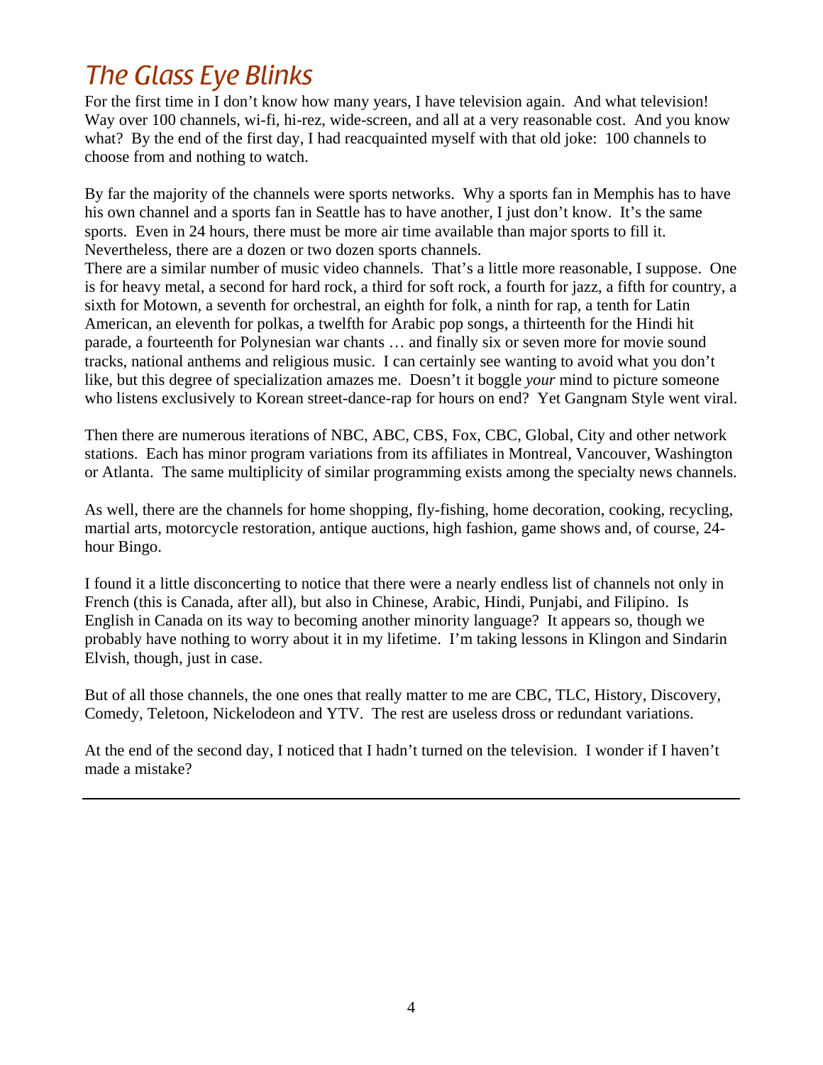# The Glass Eye Blinks

For the first time in I don't know how many years, I have television again. And what television! Way over 100 channels, wi-fi, hi-rez, wide-screen, and all at a very reasonable cost. And you know what? By the end of the first day, I had reacquainted myself with that old joke: 100 channels to choose from and nothing to watch.

By far the majority of the channels were sports networks. Why a sports fan in Memphis has to have his own channel and a sports fan in Seattle has to have another, I just don't know. It's the same sports. Even in 24 hours, there must be more air time available than major sports to fill it. Nevertheless, there are a dozen or two dozen sports channels.

There are a similar number of music video channels. That's a little more reasonable, I suppose. One is for heavy metal, a second for hard rock, a third for soft rock, a fourth for jazz, a fifth for country, a sixth for Motown, a seventh for orchestral, an eighth for folk, a ninth for rap, a tenth for Latin American, an eleventh for polkas, a twelfth for Arabic pop songs, a thirteenth for the Hindi hit parade, a fourteenth for Polynesian war chants … and finally six or seven more for movie sound tracks, national anthems and religious music. I can certainly see wanting to avoid what you don't like, but this degree of specialization amazes me. Doesn't it boggle *your* mind to picture someone who listens exclusively to Korean street-dance-rap for hours on end? Yet Gangnam Style went viral.

Then there are numerous iterations of NBC, ABC, CBS, Fox, CBC, Global, City and other network stations. Each has minor program variations from its affiliates in Montreal, Vancouver, Washington or Atlanta. The same multiplicity of similar programming exists among the specialty news channels.

As well, there are the channels for home shopping, fly-fishing, home decoration, cooking, recycling, martial arts, motorcycle restoration, antique auctions, high fashion, game shows and, of course, 24-hour Bingo.

I found it a little disconcerting to notice that there were a nearly endless list of channels not only in French (this is Canada, after all), but also in Chinese, Arabic, Hindi, Punjabi, and Filipino. Is English in Canada on its way to becoming another minority language? It appears so, though we probably have nothing to worry about it in my lifetime. I'm taking lessons in Klingon and Sindarin Elvish, though, just in case.

But of all those channels, the one ones that really matter to me are CBC, TLC, History, Discovery, Comedy, Teletoon, Nickelodeon and YTV. The rest are useless dross or redundant variations.

At the end of the second day, I noticed that I hadn't turned on the television. I wonder if I haven't made a mistake?

---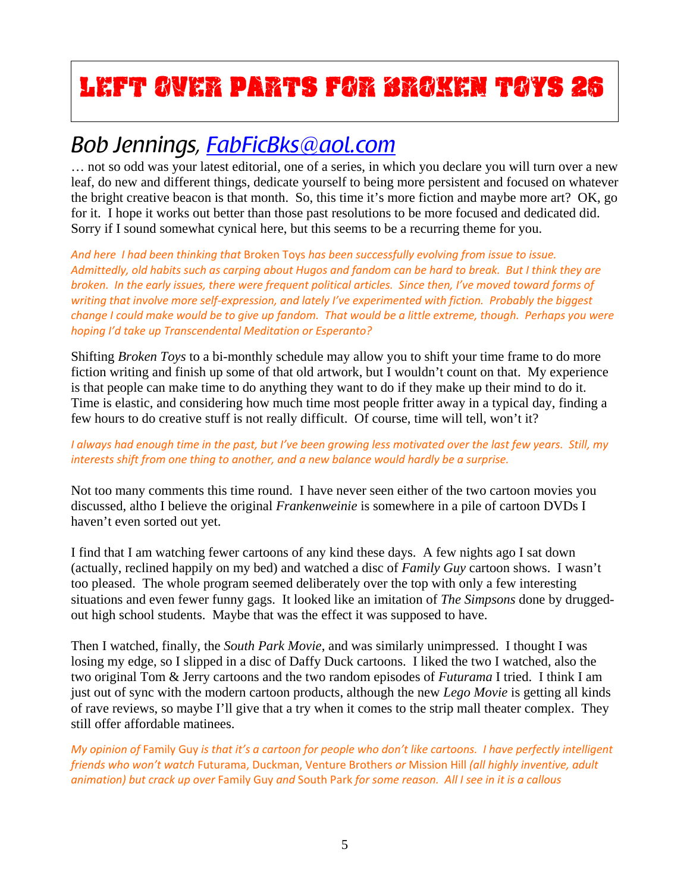# Left Over Parts for Broken Toys 26

## Bob Jennings, [FabFicBks@aol.com](mailto:FabFicBks@aol.com)

… not so odd was your latest editorial, one of a series, in which you declare you will turn over a new leaf, do new and different things, dedicate yourself to being more persistent and focused on whatever the bright creative beacon is that month. So, this time it's more fiction and maybe more art? OK, go for it. I hope it works out better than those past resolutions to be more focused and dedicated did. Sorry if I sound somewhat cynical here, but this seems to be a recurring theme for you.

*And here I had been thinking that* Broken Toys *has been successfully evolving from issue to issue. Admittedly, old habits such as carping about Hugos and fandom can be hard to break. But I think they are broken. In the early issues, there were frequent political articles. Since then, I've moved toward forms of writing that involve more self-expression, and lately I've experimented with fiction. Probably the biggest change I could make would be to give up fandom. That would be a little extreme, though. Perhaps you were hoping I'd take up Transcendental Meditation or Esperanto?*

Shifting *Broken Toys* to a bi-monthly schedule may allow you to shift your time frame to do more fiction writing and finish up some of that old artwork, but I wouldn't count on that. My experience is that people can make time to do anything they want to do if they make up their mind to do it. Time is elastic, and considering how much time most people fritter away in a typical day, finding a few hours to do creative stuff is not really difficult. Of course, time will tell, won't it?

*I always had enough time in the past, but I've been growing less motivated over the last few years. Still, my interests shift from one thing to another, and a new balance would hardly be a surprise.*

Not too many comments this time round. I have never seen either of the two cartoon movies you discussed, altho I believe the original *Frankenweinie* is somewhere in a pile of cartoon DVDs I haven't even sorted out yet.

I find that I am watching fewer cartoons of any kind these days. A few nights ago I sat down (actually, reclined happily on my bed) and watched a disc of *Family Guy* cartoon shows. I wasn't too pleased. The whole program seemed deliberately over the top with only a few interesting situations and even fewer funny gags. It looked like an imitation of *The Simpsons* done by drugged-out high school students. Maybe that was the effect it was supposed to have.

Then I watched, finally, the *South Park Movie*, and was similarly unimpressed. I thought I was losing my edge, so I slipped in a disc of Daffy Duck cartoons. I liked the two I watched, also the two original Tom & Jerry cartoons and the two random episodes of *Futurama* I tried. I think I am just out of sync with the modern cartoon products, although the new *Lego Movie* is getting all kinds of rave reviews, so maybe I'll give that a try when it comes to the strip mall theater complex. They still offer affordable matinees.

*My opinion of* Family Guy *is that it's a cartoon for people who don't like cartoons. I have perfectly intelligent friends who won't watch* Futurama, Duckman, Venture Brothers *or* Mission Hill *(all highly inventive, adult animation) but crack up over* Family Guy *and* South Park *for some reason. All I see in it is a callous*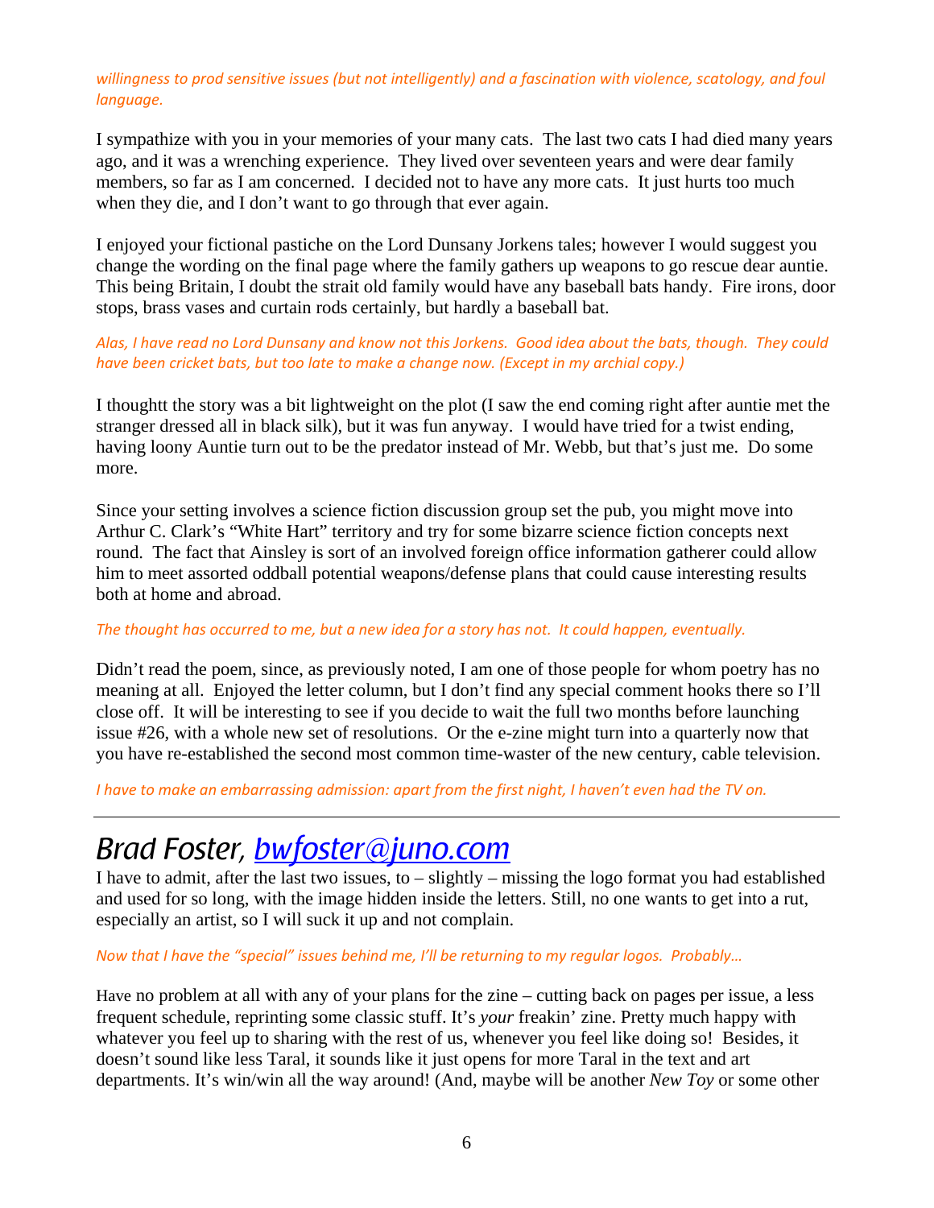*willingness to prod sensitive issues (but not intelligently) and a fascination with violence, scatology, and foul language.*

I sympathize with you in your memories of your many cats. The last two cats I had died many years ago, and it was a wrenching experience. They lived over seventeen years and were dear family members, so far as I am concerned. I decided not to have any more cats. It just hurts too much when they die, and I don't want to go through that ever again.

I enjoyed your fictional pastiche on the Lord Dunsany Jorkens tales; however I would suggest you change the wording on the final page where the family gathers up weapons to go rescue dear auntie. This being Britain, I doubt the strait old family would have any baseball bats handy. Fire irons, door stops, brass vases and curtain rods certainly, but hardly a baseball bat.

*Alas, I have read no Lord Dunsany and know not this Jorkens. Good idea about the bats, though. They could have been cricket bats, but too late to make a change now. (Except in my archial copy.)*

I thoughtt the story was a bit lightweight on the plot (I saw the end coming right after auntie met the stranger dressed all in black silk), but it was fun anyway. I would have tried for a twist ending, having loony Auntie turn out to be the predator instead of Mr. Webb, but that's just me. Do some more.

Since your setting involves a science fiction discussion group set the pub, you might move into Arthur C. Clark's "White Hart" territory and try for some bizarre science fiction concepts next round. The fact that Ainsley is sort of an involved foreign office information gatherer could allow him to meet assorted oddball potential weapons/defense plans that could cause interesting results both at home and abroad.

*The thought has occurred to me, but a new idea for a story has not. It could happen, eventually.*

Didn't read the poem, since, as previously noted, I am one of those people for whom poetry has no meaning at all. Enjoyed the letter column, but I don't find any special comment hooks there so I'll close off. It will be interesting to see if you decide to wait the full two months before launching issue #26, with a whole new set of resolutions. Or the e-zine might turn into a quarterly now that you have re-established the second most common time-waster of the new century, cable television.

*I have to make an embarrassing admission: apart from the first night, I haven't even had the TV on.*

---

# Brad Foster, bwfoster@juno.com

I have to admit, after the last two issues, to – slightly – missing the logo format you had established and used for so long, with the image hidden inside the letters. Still, no one wants to get into a rut, especially an artist, so I will suck it up and not complain.

*Now that I have the "special" issues behind me, I'll be returning to my regular logos. Probably…*

Have no problem at all with any of your plans for the zine – cutting back on pages per issue, a less frequent schedule, reprinting some classic stuff. It's *your* freakin' zine. Pretty much happy with whatever you feel up to sharing with the rest of us, whenever you feel like doing so! Besides, it doesn't sound like less Taral, it sounds like it just opens for more Taral in the text and art departments. It's win/win all the way around! (And, maybe will be another *New Toy* or some other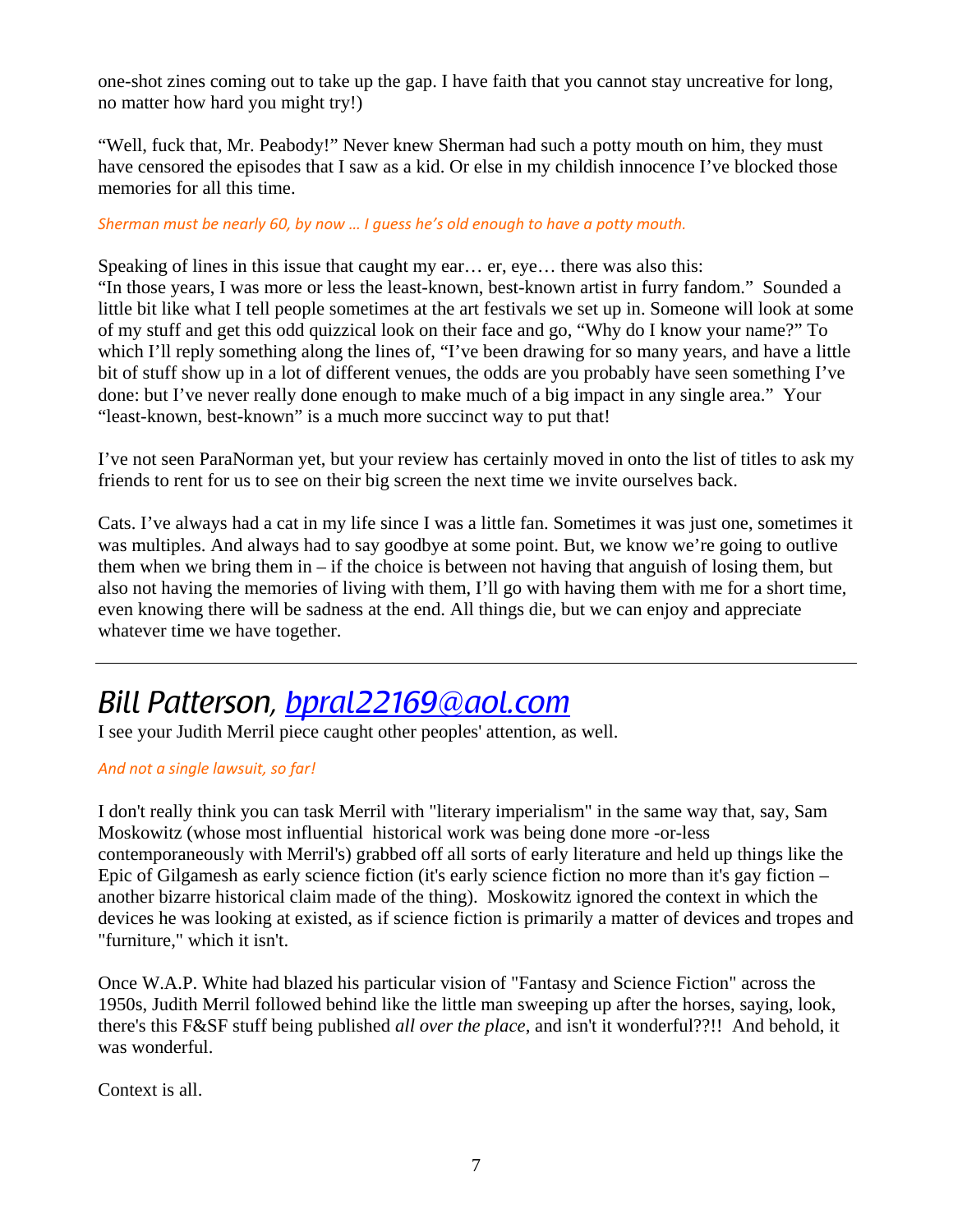one-shot zines coming out to take up the gap. I have faith that you cannot stay uncreative for long, no matter how hard you might try!)

"Well, fuck that, Mr. Peabody!" Never knew Sherman had such a potty mouth on him, they must have censored the episodes that I saw as a kid. Or else in my childish innocence I've blocked those memories for all this time.

*Sherman must be nearly 60, by now … I guess he's old enough to have a potty mouth.*

Speaking of lines in this issue that caught my ear… er, eye… there was also this:
"In those years, I was more or less the least-known, best-known artist in furry fandom." Sounded a little bit like what I tell people sometimes at the art festivals we set up in. Someone will look at some of my stuff and get this odd quizzical look on their face and go, "Why do I know your name?" To which I'll reply something along the lines of, "I've been drawing for so many years, and have a little bit of stuff show up in a lot of different venues, the odds are you probably have seen something I've done: but I've never really done enough to make much of a big impact in any single area." Your "least-known, best-known" is a much more succinct way to put that!

I've not seen ParaNorman yet, but your review has certainly moved in onto the list of titles to ask my friends to rent for us to see on their big screen the next time we invite ourselves back.

Cats. I've always had a cat in my life since I was a little fan. Sometimes it was just one, sometimes it was multiples. And always had to say goodbye at some point. But, we know we're going to outlive them when we bring them in – if the choice is between not having that anguish of losing them, but also not having the memories of living with them, I'll go with having them with me for a short time, even knowing there will be sadness at the end. All things die, but we can enjoy and appreciate whatever time we have together.

---

## *Bill Patterson, bpral22169@aol.com*

I see your Judith Merril piece caught other peoples' attention, as well.

*And not a single lawsuit, so far!*

I don't really think you can task Merril with "literary imperialism" in the same way that, say, Sam Moskowitz (whose most influential historical work was being done more -or-less contemporaneously with Merril's) grabbed off all sorts of early literature and held up things like the Epic of Gilgamesh as early science fiction (it's early science fiction no more than it's gay fiction – another bizarre historical claim made of the thing). Moskowitz ignored the context in which the devices he was looking at existed, as if science fiction is primarily a matter of devices and tropes and "furniture," which it isn't.

Once W.A.P. White had blazed his particular vision of "Fantasy and Science Fiction" across the 1950s, Judith Merril followed behind like the little man sweeping up after the horses, saying, look, there's this F&SF stuff being published *all over the place*, and isn't it wonderful??!! And behold, it was wonderful.

Context is all.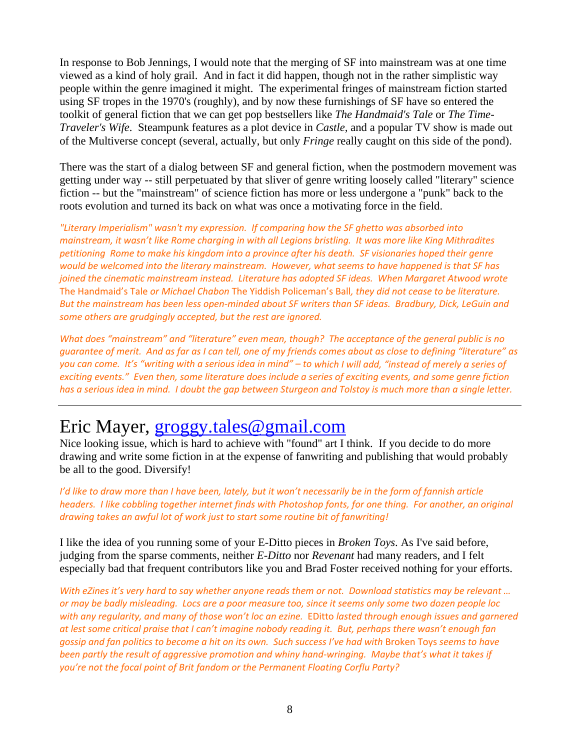In response to Bob Jennings, I would note that the merging of SF into mainstream was at one time viewed as a kind of holy grail. And in fact it did happen, though not in the rather simplistic way people within the genre imagined it might. The experimental fringes of mainstream fiction started using SF tropes in the 1970's (roughly), and by now these furnishings of SF have so entered the toolkit of general fiction that we can get pop bestsellers like *The Handmaid's Tale* or *The Time-Traveler's Wife*. Steampunk features as a plot device in *Castle*, and a popular TV show is made out of the Multiverse concept (several, actually, but only *Fringe* really caught on this side of the pond).

There was the start of a dialog between SF and general fiction, when the postmodern movement was getting under way -- still perpetuated by that sliver of genre writing loosely called "literary" science fiction -- but the "mainstream" of science fiction has more or less undergone a "punk" back to the roots evolution and turned its back on what was once a motivating force in the field.

*"Literary Imperialism" wasn't my expression. If comparing how the SF ghetto was absorbed into mainstream, it wasn't like Rome charging in with all Legions bristling. It was more like King Mithradites petitioning Rome to make his kingdom into a province after his death. SF visionaries hoped their genre would be welcomed into the literary mainstream. However, what seems to have happened is that SF has joined the cinematic mainstream instead. Literature has adopted SF ideas. When Margaret Atwood wrote* The Handmaid's Tale *or Michael Chabon* The Yiddish Policeman's Ball, *they did not cease to be literature. But the mainstream has been less open-minded about SF writers than SF ideas. Bradbury, Dick, LeGuin and some others are grudgingly accepted, but the rest are ignored.*

*What does "mainstream" and "literature" even mean, though? The acceptance of the general public is no guarantee of merit. And as far as I can tell, one of my friends comes about as close to defining "literature" as you can come. It's "writing with a serious idea in mind" – to which I will add, "instead of merely a series of exciting events." Even then, some literature does include a series of exciting events, and some genre fiction has a serious idea in mind. I doubt the gap between Sturgeon and Tolstoy is much more than a single letter.*

---

# Eric Mayer, groggy.tales@gmail.com

Nice looking issue, which is hard to achieve with "found" art I think. If you decide to do more drawing and write some fiction in at the expense of fanwriting and publishing that would probably be all to the good. Diversify!

*I'd like to draw more than I have been, lately, but it won't necessarily be in the form of fannish article headers. I like cobbling together internet finds with Photoshop fonts, for one thing. For another, an original drawing takes an awful lot of work just to start some routine bit of fanwriting!*

I like the idea of you running some of your E-Ditto pieces in *Broken Toys*. As I've said before, judging from the sparse comments, neither *E-Ditto* nor *Revenant* had many readers, and I felt especially bad that frequent contributors like you and Brad Foster received nothing for your efforts.

*With eZines it's very hard to say whether anyone reads them or not. Download statistics may be relevant … or may be badly misleading. Locs are a poor measure too, since it seems only some two dozen people loc with any regularity, and many of those won't loc an ezine.* EDitto *lasted through enough issues and garnered at lest some critical praise that I can't imagine nobody reading it. But, perhaps there wasn't enough fan gossip and fan politics to become a hit on its own. Such success I've had with* Broken Toys *seems to have been partly the result of aggressive promotion and whiny hand-wringing. Maybe that's what it takes if you're not the focal point of Brit fandom or the Permanent Floating Corflu Party?*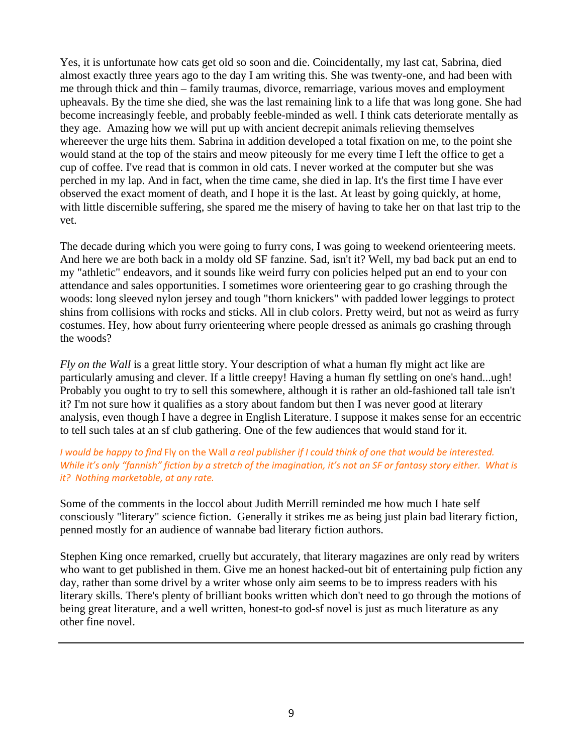Yes, it is unfortunate how cats get old so soon and die. Coincidentally, my last cat, Sabrina, died almost exactly three years ago to the day I am writing this. She was twenty-one, and had been with me through thick and thin – family traumas, divorce, remarriage, various moves and employment upheavals. By the time she died, she was the last remaining link to a life that was long gone. She had become increasingly feeble, and probably feeble-minded as well. I think cats deteriorate mentally as they age. Amazing how we will put up with ancient decrepit animals relieving themselves whereever the urge hits them. Sabrina in addition developed a total fixation on me, to the point she would stand at the top of the stairs and meow piteously for me every time I left the office to get a cup of coffee. I've read that is common in old cats. I never worked at the computer but she was perched in my lap. And in fact, when the time came, she died in lap. It's the first time I have ever observed the exact moment of death, and I hope it is the last. At least by going quickly, at home, with little discernible suffering, she spared me the misery of having to take her on that last trip to the vet.

The decade during which you were going to furry cons, I was going to weekend orienteering meets. And here we are both back in a moldy old SF fanzine. Sad, isn't it? Well, my bad back put an end to my "athletic" endeavors, and it sounds like weird furry con policies helped put an end to your con attendance and sales opportunities. I sometimes wore orienteering gear to go crashing through the woods: long sleeved nylon jersey and tough "thorn knickers" with padded lower leggings to protect shins from collisions with rocks and sticks. All in club colors. Pretty weird, but not as weird as furry costumes. Hey, how about furry orienteering where people dressed as animals go crashing through the woods?

*Fly on the Wall* is a great little story. Your description of what a human fly might act like are particularly amusing and clever. If a little creepy! Having a human fly settling on one's hand...ugh! Probably you ought to try to sell this somewhere, although it is rather an old-fashioned tall tale isn't it? I'm not sure how it qualifies as a story about fandom but then I was never good at literary analysis, even though I have a degree in English Literature. I suppose it makes sense for an eccentric to tell such tales at an sf club gathering. One of the few audiences that would stand for it.

*I would be happy to find* Fly on the Wall *a real publisher if I could think of one that would be interested. While it's only "fannish" fiction by a stretch of the imagination, it's not an SF or fantasy story either. What is it? Nothing marketable, at any rate.*

Some of the comments in the loccol about Judith Merrill reminded me how much I hate self consciously "literary" science fiction. Generally it strikes me as being just plain bad literary fiction, penned mostly for an audience of wannabe bad literary fiction authors.

Stephen King once remarked, cruelly but accurately, that literary magazines are only read by writers who want to get published in them. Give me an honest hacked-out bit of entertaining pulp fiction any day, rather than some drivel by a writer whose only aim seems to be to impress readers with his literary skills. There's plenty of brilliant books written which don't need to go through the motions of being great literature, and a well written, honest-to god-sf novel is just as much literature as any other fine novel.

---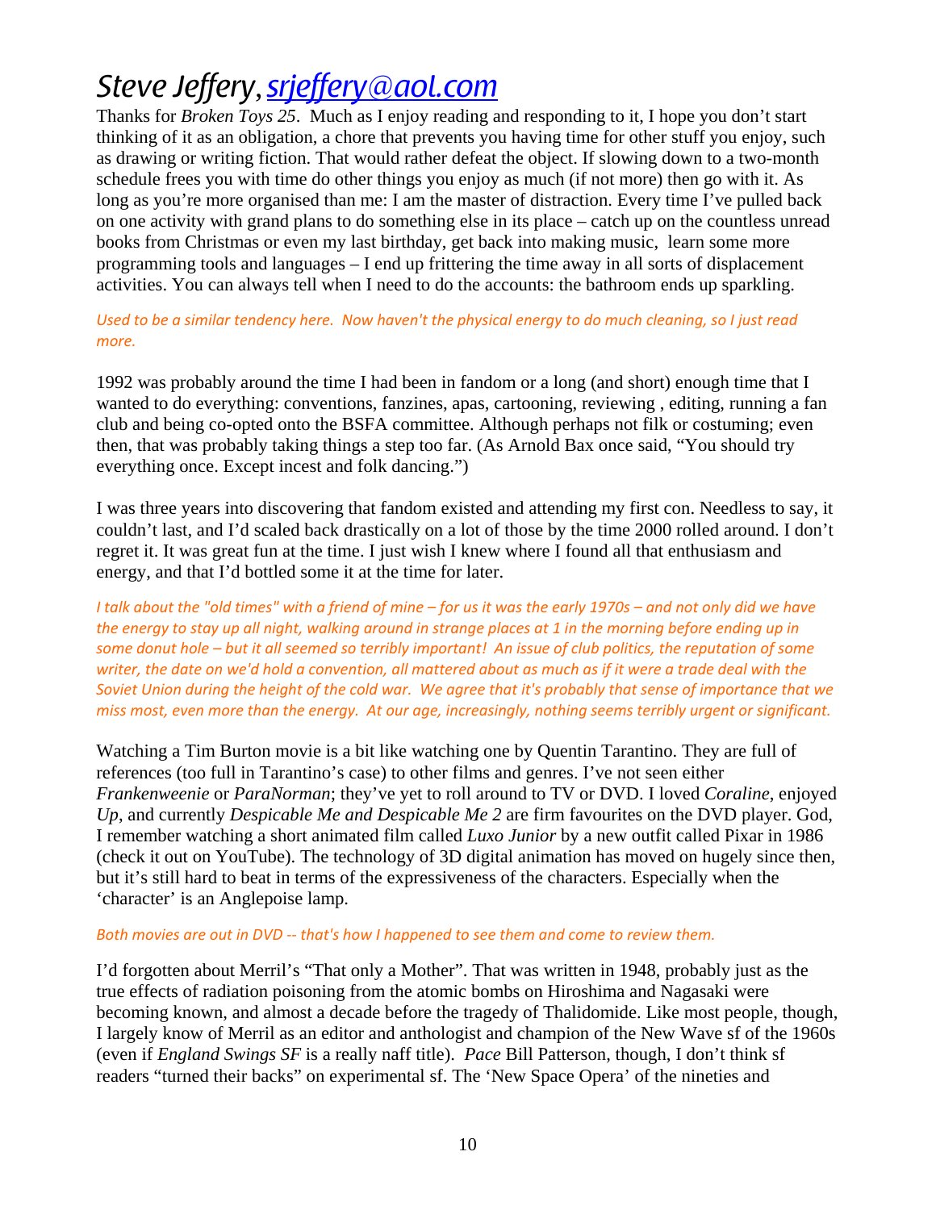# *Steve Jeffery*, *srjeffery@aol.com*

Thanks for *Broken Toys 25*. Much as I enjoy reading and responding to it, I hope you don't start thinking of it as an obligation, a chore that prevents you having time for other stuff you enjoy, such as drawing or writing fiction. That would rather defeat the object. If slowing down to a two-month schedule frees you with time do other things you enjoy as much (if not more) then go with it. As long as you're more organised than me: I am the master of distraction. Every time I've pulled back on one activity with grand plans to do something else in its place – catch up on the countless unread books from Christmas or even my last birthday, get back into making music, learn some more programming tools and languages – I end up frittering the time away in all sorts of displacement activities. You can always tell when I need to do the accounts: the bathroom ends up sparkling.

*Used to be a similar tendency here. Now haven't the physical energy to do much cleaning, so I just read more.*

1992 was probably around the time I had been in fandom or a long (and short) enough time that I wanted to do everything: conventions, fanzines, apas, cartooning, reviewing , editing, running a fan club and being co-opted onto the BSFA committee. Although perhaps not filk or costuming; even then, that was probably taking things a step too far. (As Arnold Bax once said, "You should try everything once. Except incest and folk dancing.")

I was three years into discovering that fandom existed and attending my first con. Needless to say, it couldn't last, and I'd scaled back drastically on a lot of those by the time 2000 rolled around. I don't regret it. It was great fun at the time. I just wish I knew where I found all that enthusiasm and energy, and that I'd bottled some it at the time for later.

*I talk about the "old times" with a friend of mine – for us it was the early 1970s – and not only did we have the energy to stay up all night, walking around in strange places at 1 in the morning before ending up in some donut hole – but it all seemed so terribly important! An issue of club politics, the reputation of some writer, the date on we'd hold a convention, all mattered about as much as if it were a trade deal with the Soviet Union during the height of the cold war. We agree that it's probably that sense of importance that we miss most, even more than the energy. At our age, increasingly, nothing seems terribly urgent or significant.*

Watching a Tim Burton movie is a bit like watching one by Quentin Tarantino. They are full of references (too full in Tarantino's case) to other films and genres. I've not seen either *Frankenweenie* or *ParaNorman*; they've yet to roll around to TV or DVD. I loved *Coraline*, enjoyed *Up*, and currently *Despicable Me and Despicable Me 2* are firm favourites on the DVD player. God, I remember watching a short animated film called *Luxo Junior* by a new outfit called Pixar in 1986 (check it out on YouTube). The technology of 3D digital animation has moved on hugely since then, but it's still hard to beat in terms of the expressiveness of the characters. Especially when the 'character' is an Anglepoise lamp.

*Both movies are out in DVD -- that's how I happened to see them and come to review them.*

I'd forgotten about Merril's "That only a Mother". That was written in 1948, probably just as the true effects of radiation poisoning from the atomic bombs on Hiroshima and Nagasaki were becoming known, and almost a decade before the tragedy of Thalidomide. Like most people, though, I largely know of Merril as an editor and anthologist and champion of the New Wave sf of the 1960s (even if *England Swings SF* is a really naff title). *Pace* Bill Patterson, though, I don't think sf readers "turned their backs" on experimental sf. The 'New Space Opera' of the nineties and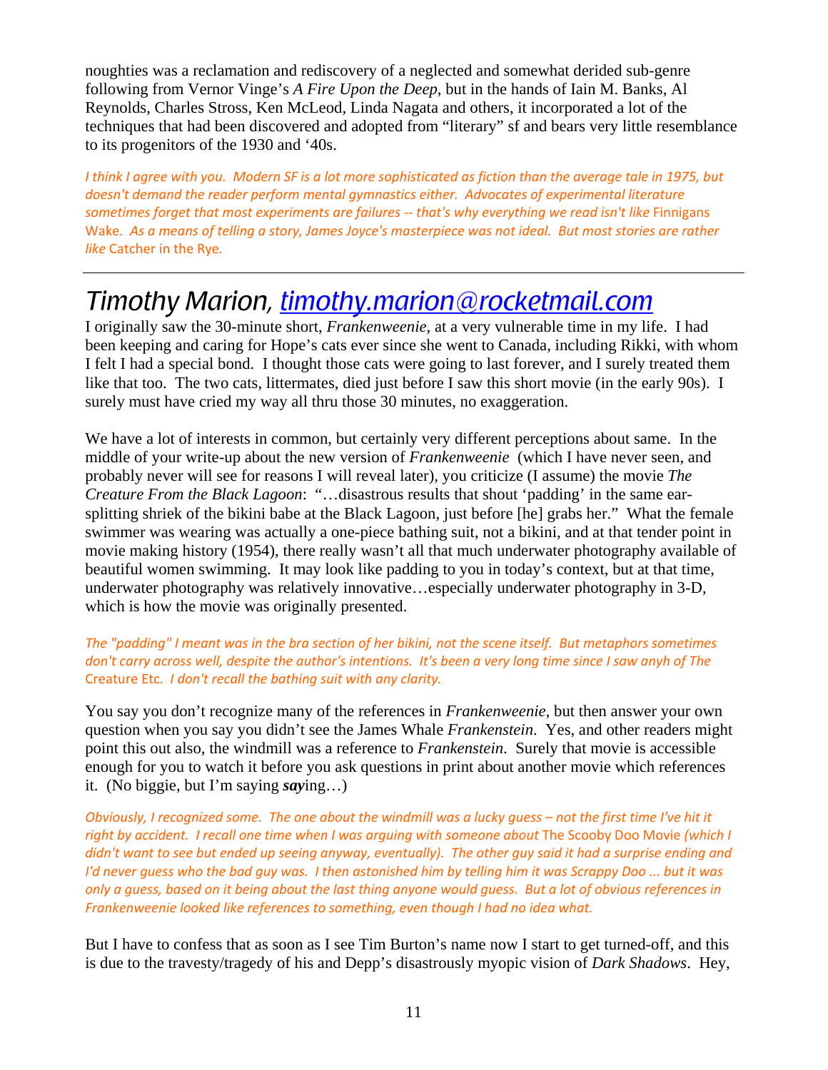noughties was a reclamation and rediscovery of a neglected and somewhat derided sub-genre following from Vernor Vinge's *A Fire Upon the Deep*, but in the hands of Iain M. Banks, Al Reynolds, Charles Stross, Ken McLeod, Linda Nagata and others, it incorporated a lot of the techniques that had been discovered and adopted from "literary" sf and bears very little resemblance to its progenitors of the 1930 and '40s.

*I think I agree with you. Modern SF is a lot more sophisticated as fiction than the average tale in 1975, but doesn't demand the reader perform mental gymnastics either. Advocates of experimental literature sometimes forget that most experiments are failures -- that's why everything we read isn't like* Finnigans Wake*. As a means of telling a story, James Joyce's masterpiece was not ideal. But most stories are rather like* Catcher in the Rye.

---

## *Timothy Marion, [timothy.marion@rocketmail.com](mailto:timothy.marion@rocketmail.com)*

I originally saw the 30-minute short, *Frankenweenie*, at a very vulnerable time in my life. I had been keeping and caring for Hope's cats ever since she went to Canada, including Rikki, with whom I felt I had a special bond. I thought those cats were going to last forever, and I surely treated them like that too. The two cats, littermates, died just before I saw this short movie (in the early 90s). I surely must have cried my way all thru those 30 minutes, no exaggeration.

We have a lot of interests in common, but certainly very different perceptions about same. In the middle of your write-up about the new version of *Frankenweenie* (which I have never seen, and probably never will see for reasons I will reveal later), you criticize (I assume) the movie *The Creature From the Black Lagoon*: "…disastrous results that shout 'padding' in the same ear-splitting shriek of the bikini babe at the Black Lagoon, just before [he] grabs her." What the female swimmer was wearing was actually a one-piece bathing suit, not a bikini, and at that tender point in movie making history (1954), there really wasn't all that much underwater photography available of beautiful women swimming. It may look like padding to you in today's context, but at that time, underwater photography was relatively innovative…especially underwater photography in 3-D, which is how the movie was originally presented.

*The "padding" I meant was in the bra section of her bikini, not the scene itself. But metaphors sometimes don't carry across well, despite the author's intentions. It's been a very long time since I saw anyh of The* Creature Etc. *I don't recall the bathing suit with any clarity.*

You say you don't recognize many of the references in *Frankenweenie*, but then answer your own question when you say you didn't see the James Whale *Frankenstein*. Yes, and other readers might point this out also, the windmill was a reference to *Frankenstein*. Surely that movie is accessible enough for you to watch it before you ask questions in print about another movie which references it. (No biggie, but I'm saying ***say***ing…)

*Obviously, I recognized some. The one about the windmill was a lucky guess – not the first time I've hit it right by accident. I recall one time when I was arguing with someone about* The Scooby Doo Movie *(which I didn't want to see but ended up seeing anyway, eventually). The other guy said it had a surprise ending and I'd never guess who the bad guy was. I then astonished him by telling him it was Scrappy Doo ... but it was only a guess, based on it being about the last thing anyone would guess. But a lot of obvious references in Frankenweenie looked like references to something, even though I had no idea what.*

But I have to confess that as soon as I see Tim Burton's name now I start to get turned-off, and this is due to the travesty/tragedy of his and Depp's disastrously myopic vision of *Dark Shadows*. Hey,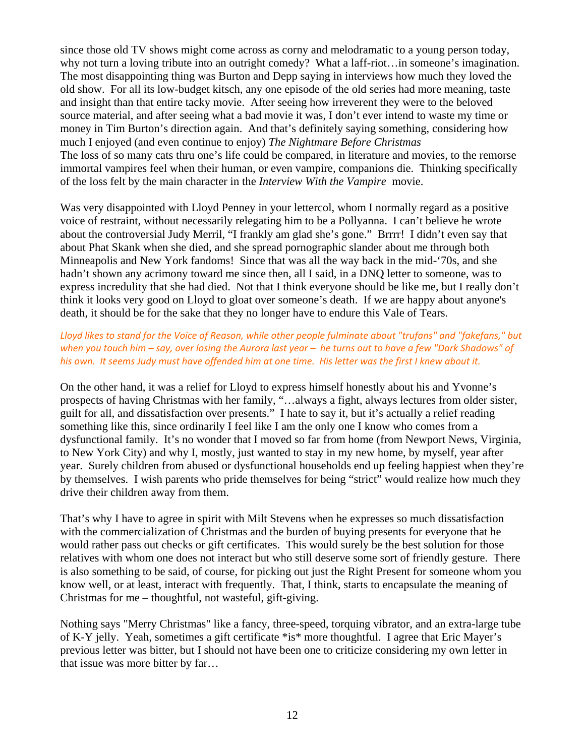since those old TV shows might come across as corny and melodramatic to a young person today, why not turn a loving tribute into an outright comedy? What a laff-riot…in someone's imagination. The most disappointing thing was Burton and Depp saying in interviews how much they loved the old show. For all its low-budget kitsch, any one episode of the old series had more meaning, taste and insight than that entire tacky movie. After seeing how irreverent they were to the beloved source material, and after seeing what a bad movie it was, I don't ever intend to waste my time or money in Tim Burton's direction again. And that's definitely saying something, considering how much I enjoyed (and even continue to enjoy) *The Nightmare Before Christmas*
The loss of so many cats thru one's life could be compared, in literature and movies, to the remorse immortal vampires feel when their human, or even vampire, companions die. Thinking specifically of the loss felt by the main character in the *Interview With the Vampire* movie.

Was very disappointed with Lloyd Penney in your lettercol, whom I normally regard as a positive voice of restraint, without necessarily relegating him to be a Pollyanna. I can't believe he wrote about the controversial Judy Merril, "I frankly am glad she's gone." Brrrr! I didn't even say that about Phat Skank when she died, and she spread pornographic slander about me through both Minneapolis and New York fandoms! Since that was all the way back in the mid-'70s, and she hadn't shown any acrimony toward me since then, all I said, in a DNQ letter to someone, was to express incredulity that she had died. Not that I think everyone should be like me, but I really don't think it looks very good on Lloyd to gloat over someone's death. If we are happy about anyone's death, it should be for the sake that they no longer have to endure this Vale of Tears.

*Lloyd likes to stand for the Voice of Reason, while other people fulminate about "trufans" and "fakefans," but when you touch him – say, over losing the Aurora last year – he turns out to have a few "Dark Shadows" of his own. It seems Judy must have offended him at one time. His letter was the first I knew about it.*

On the other hand, it was a relief for Lloyd to express himself honestly about his and Yvonne's prospects of having Christmas with her family, "…always a fight, always lectures from older sister, guilt for all, and dissatisfaction over presents." I hate to say it, but it's actually a relief reading something like this, since ordinarily I feel like I am the only one I know who comes from a dysfunctional family. It's no wonder that I moved so far from home (from Newport News, Virginia, to New York City) and why I, mostly, just wanted to stay in my new home, by myself, year after year. Surely children from abused or dysfunctional households end up feeling happiest when they're by themselves. I wish parents who pride themselves for being "strict" would realize how much they drive their children away from them.

That's why I have to agree in spirit with Milt Stevens when he expresses so much dissatisfaction with the commercialization of Christmas and the burden of buying presents for everyone that he would rather pass out checks or gift certificates. This would surely be the best solution for those relatives with whom one does not interact but who still deserve some sort of friendly gesture. There is also something to be said, of course, for picking out just the Right Present for someone whom you know well, or at least, interact with frequently. That, I think, starts to encapsulate the meaning of Christmas for me – thoughtful, not wasteful, gift-giving.

Nothing says "Merry Christmas" like a fancy, three-speed, torquing vibrator, and an extra-large tube of K-Y jelly. Yeah, sometimes a gift certificate *is* more thoughtful. I agree that Eric Mayer's previous letter was bitter, but I should not have been one to criticize considering my own letter in that issue was more bitter by far…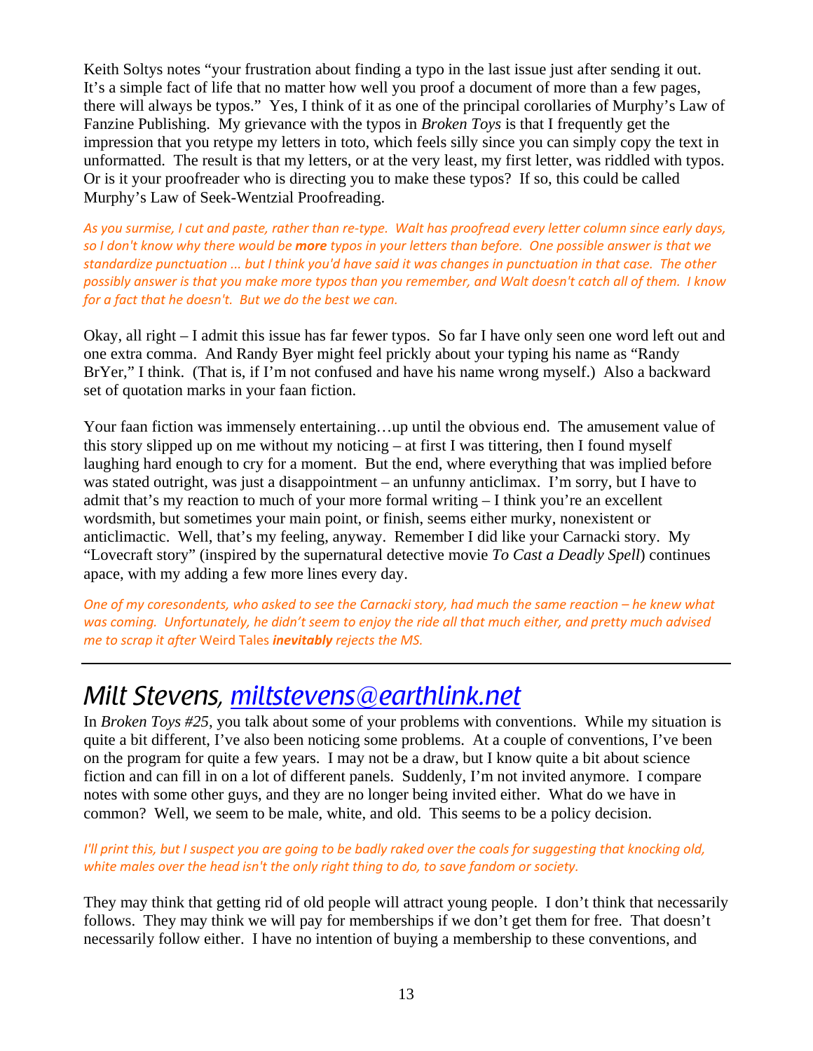Keith Soltys notes "your frustration about finding a typo in the last issue just after sending it out. It's a simple fact of life that no matter how well you proof a document of more than a few pages, there will always be typos." Yes, I think of it as one of the principal corollaries of Murphy's Law of Fanzine Publishing. My grievance with the typos in *Broken Toys* is that I frequently get the impression that you retype my letters in toto, which feels silly since you can simply copy the text in unformatted. The result is that my letters, or at the very least, my first letter, was riddled with typos. Or is it your proofreader who is directing you to make these typos? If so, this could be called Murphy's Law of Seek-Wentzial Proofreading.

*As you surmise, I cut and paste, rather than re-type. Walt has proofread every letter column since early days, so I don't know why there would be **more** typos in your letters than before. One possible answer is that we standardize punctuation ... but I think you'd have said it was changes in punctuation in that case. The other possibly answer is that you make more typos than you remember, and Walt doesn't catch all of them. I know for a fact that he doesn't. But we do the best we can.*

Okay, all right – I admit this issue has far fewer typos. So far I have only seen one word left out and one extra comma. And Randy Byer might feel prickly about your typing his name as "Randy BrYer," I think. (That is, if I'm not confused and have his name wrong myself.) Also a backward set of quotation marks in your faan fiction.

Your faan fiction was immensely entertaining…up until the obvious end. The amusement value of this story slipped up on me without my noticing – at first I was tittering, then I found myself laughing hard enough to cry for a moment. But the end, where everything that was implied before was stated outright, was just a disappointment – an unfunny anticlimax. I'm sorry, but I have to admit that's my reaction to much of your more formal writing – I think you're an excellent wordsmith, but sometimes your main point, or finish, seems either murky, nonexistent or anticlimactic. Well, that's my feeling, anyway. Remember I did like your Carnacki story. My "Lovecraft story" (inspired by the supernatural detective movie *To Cast a Deadly Spell*) continues apace, with my adding a few more lines every day.

*One of my coresondents, who asked to see the Carnacki story, had much the same reaction – he knew what was coming. Unfortunately, he didn't seem to enjoy the ride all that much either, and pretty much advised me to scrap it after* Weird Tales ***inevitably*** *rejects the MS.*

---

## *Milt Stevens, miltstevens@earthlink.net*

In *Broken Toys #25*, you talk about some of your problems with conventions. While my situation is quite a bit different, I've also been noticing some problems. At a couple of conventions, I've been on the program for quite a few years. I may not be a draw, but I know quite a bit about science fiction and can fill in on a lot of different panels. Suddenly, I'm not invited anymore. I compare notes with some other guys, and they are no longer being invited either. What do we have in common? Well, we seem to be male, white, and old. This seems to be a policy decision.

*I'll print this, but I suspect you are going to be badly raked over the coals for suggesting that knocking old, white males over the head isn't the only right thing to do, to save fandom or society.*

They may think that getting rid of old people will attract young people. I don't think that necessarily follows. They may think we will pay for memberships if we don't get them for free. That doesn't necessarily follow either. I have no intention of buying a membership to these conventions, and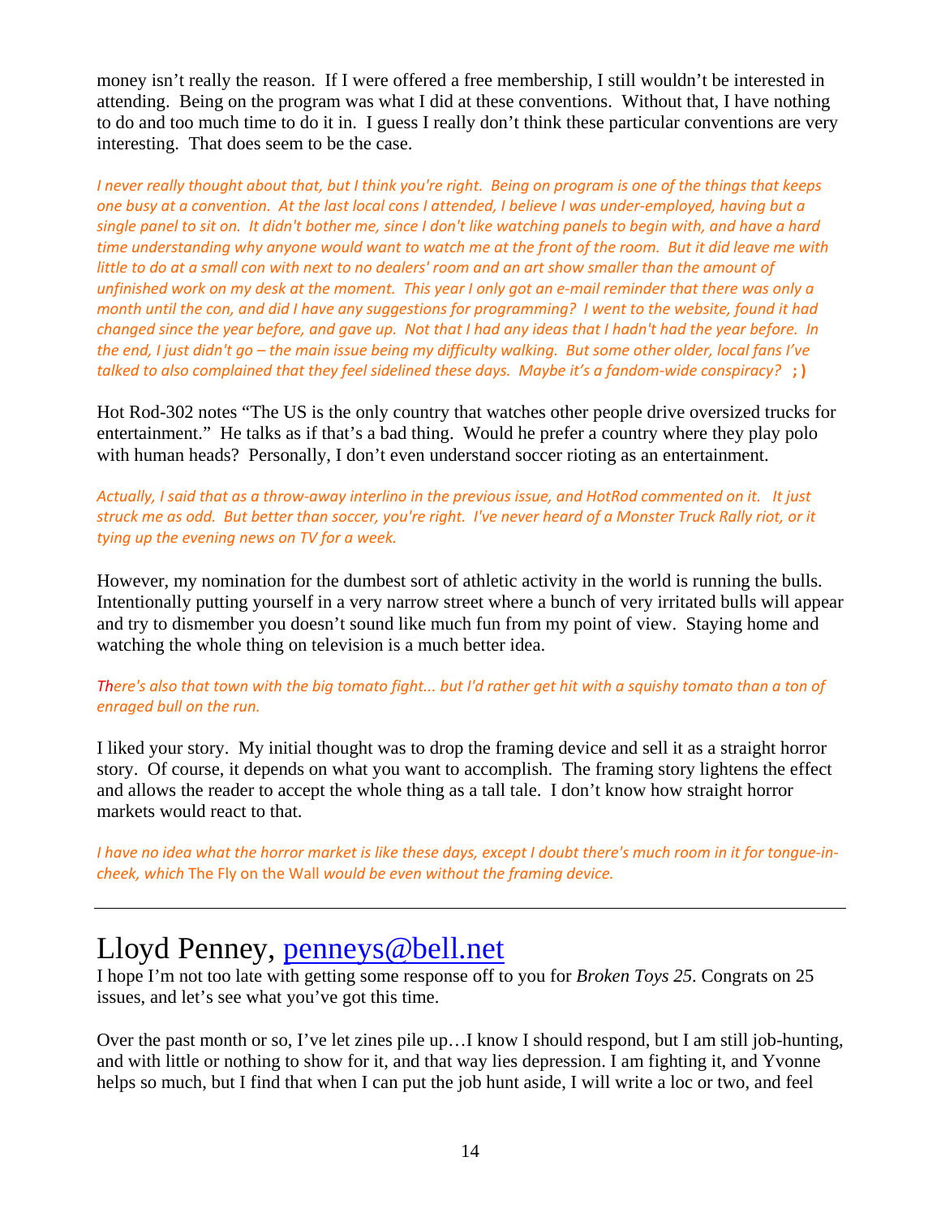money isn't really the reason. If I were offered a free membership, I still wouldn't be interested in attending. Being on the program was what I did at these conventions. Without that, I have nothing to do and too much time to do it in. I guess I really don't think these particular conventions are very interesting. That does seem to be the case.

*I never really thought about that, but I think you're right. Being on program is one of the things that keeps one busy at a convention. At the last local cons I attended, I believe I was under-employed, having but a single panel to sit on. It didn't bother me, since I don't like watching panels to begin with, and have a hard time understanding why anyone would want to watch me at the front of the room. But it did leave me with little to do at a small con with next to no dealers' room and an art show smaller than the amount of unfinished work on my desk at the moment. This year I only got an e-mail reminder that there was only a month until the con, and did I have any suggestions for programming? I went to the website, found it had changed since the year before, and gave up. Not that I had any ideas that I hadn't had the year before. In the end, I just didn't go – the main issue being my difficulty walking. But some other older, local fans I've talked to also complained that they feel sidelined these days. Maybe it's a fandom-wide conspiracy?* **;)**

Hot Rod-302 notes "The US is the only country that watches other people drive oversized trucks for entertainment." He talks as if that's a bad thing. Would he prefer a country where they play polo with human heads? Personally, I don't even understand soccer rioting as an entertainment.

*Actually, I said that as a throw-away interlino in the previous issue, and HotRod commented on it. It just struck me as odd. But better than soccer, you're right. I've never heard of a Monster Truck Rally riot, or it tying up the evening news on TV for a week.*

However, my nomination for the dumbest sort of athletic activity in the world is running the bulls. Intentionally putting yourself in a very narrow street where a bunch of very irritated bulls will appear and try to dismember you doesn't sound like much fun from my point of view. Staying home and watching the whole thing on television is a much better idea.

*There's also that town with the big tomato fight... but I'd rather get hit with a squishy tomato than a ton of enraged bull on the run.*

I liked your story. My initial thought was to drop the framing device and sell it as a straight horror story. Of course, it depends on what you want to accomplish. The framing story lightens the effect and allows the reader to accept the whole thing as a tall tale. I don't know how straight horror markets would react to that.

*I have no idea what the horror market is like these days, except I doubt there's much room in it for tongue-in-cheek, which* The Fly on the Wall *would be even without the framing device.*

---

# Lloyd Penney, penneys@bell.net

I hope I'm not too late with getting some response off to you for *Broken Toys 25*. Congrats on 25 issues, and let's see what you've got this time.

Over the past month or so, I've let zines pile up…I know I should respond, but I am still job-hunting, and with little or nothing to show for it, and that way lies depression. I am fighting it, and Yvonne helps so much, but I find that when I can put the job hunt aside, I will write a loc or two, and feel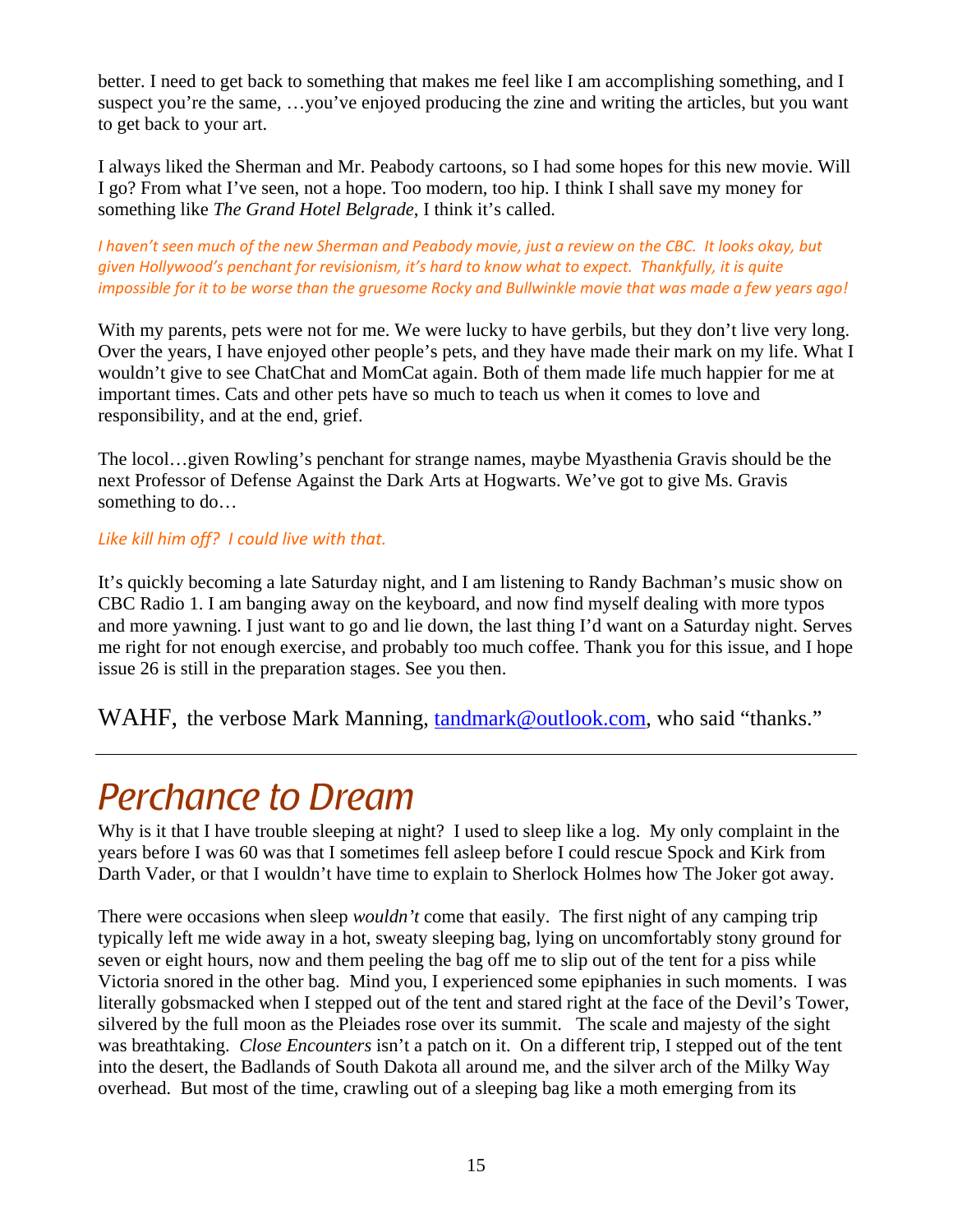better. I need to get back to something that makes me feel like I am accomplishing something, and I suspect you're the same, …you've enjoyed producing the zine and writing the articles, but you want to get back to your art.

I always liked the Sherman and Mr. Peabody cartoons, so I had some hopes for this new movie. Will I go? From what I've seen, not a hope. Too modern, too hip. I think I shall save my money for something like *The Grand Hotel Belgrade*, I think it's called.

*I haven't seen much of the new Sherman and Peabody movie, just a review on the CBC. It looks okay, but given Hollywood's penchant for revisionism, it's hard to know what to expect. Thankfully, it is quite impossible for it to be worse than the gruesome Rocky and Bullwinkle movie that was made a few years ago!*

With my parents, pets were not for me. We were lucky to have gerbils, but they don't live very long. Over the years, I have enjoyed other people's pets, and they have made their mark on my life. What I wouldn't give to see ChatChat and MomCat again. Both of them made life much happier for me at important times. Cats and other pets have so much to teach us when it comes to love and responsibility, and at the end, grief.

The locol…given Rowling's penchant for strange names, maybe Myasthenia Gravis should be the next Professor of Defense Against the Dark Arts at Hogwarts. We've got to give Ms. Gravis something to do…

*Like kill him off? I could live with that.*

It's quickly becoming a late Saturday night, and I am listening to Randy Bachman's music show on CBC Radio 1. I am banging away on the keyboard, and now find myself dealing with more typos and more yawning. I just want to go and lie down, the last thing I'd want on a Saturday night. Serves me right for not enough exercise, and probably too much coffee. Thank you for this issue, and I hope issue 26 is still in the preparation stages. See you then.

WAHF, the verbose Mark Manning, tandmark@outlook.com, who said "thanks."

---

# Perchance to Dream

Why is it that I have trouble sleeping at night? I used to sleep like a log. My only complaint in the years before I was 60 was that I sometimes fell asleep before I could rescue Spock and Kirk from Darth Vader, or that I wouldn't have time to explain to Sherlock Holmes how The Joker got away.

There were occasions when sleep *wouldn't* come that easily. The first night of any camping trip typically left me wide away in a hot, sweaty sleeping bag, lying on uncomfortably stony ground for seven or eight hours, now and them peeling the bag off me to slip out of the tent for a piss while Victoria snored in the other bag. Mind you, I experienced some epiphanies in such moments. I was literally gobsmacked when I stepped out of the tent and stared right at the face of the Devil's Tower, silvered by the full moon as the Pleiades rose over its summit. The scale and majesty of the sight was breathtaking. *Close Encounters* isn't a patch on it. On a different trip, I stepped out of the tent into the desert, the Badlands of South Dakota all around me, and the silver arch of the Milky Way overhead. But most of the time, crawling out of a sleeping bag like a moth emerging from its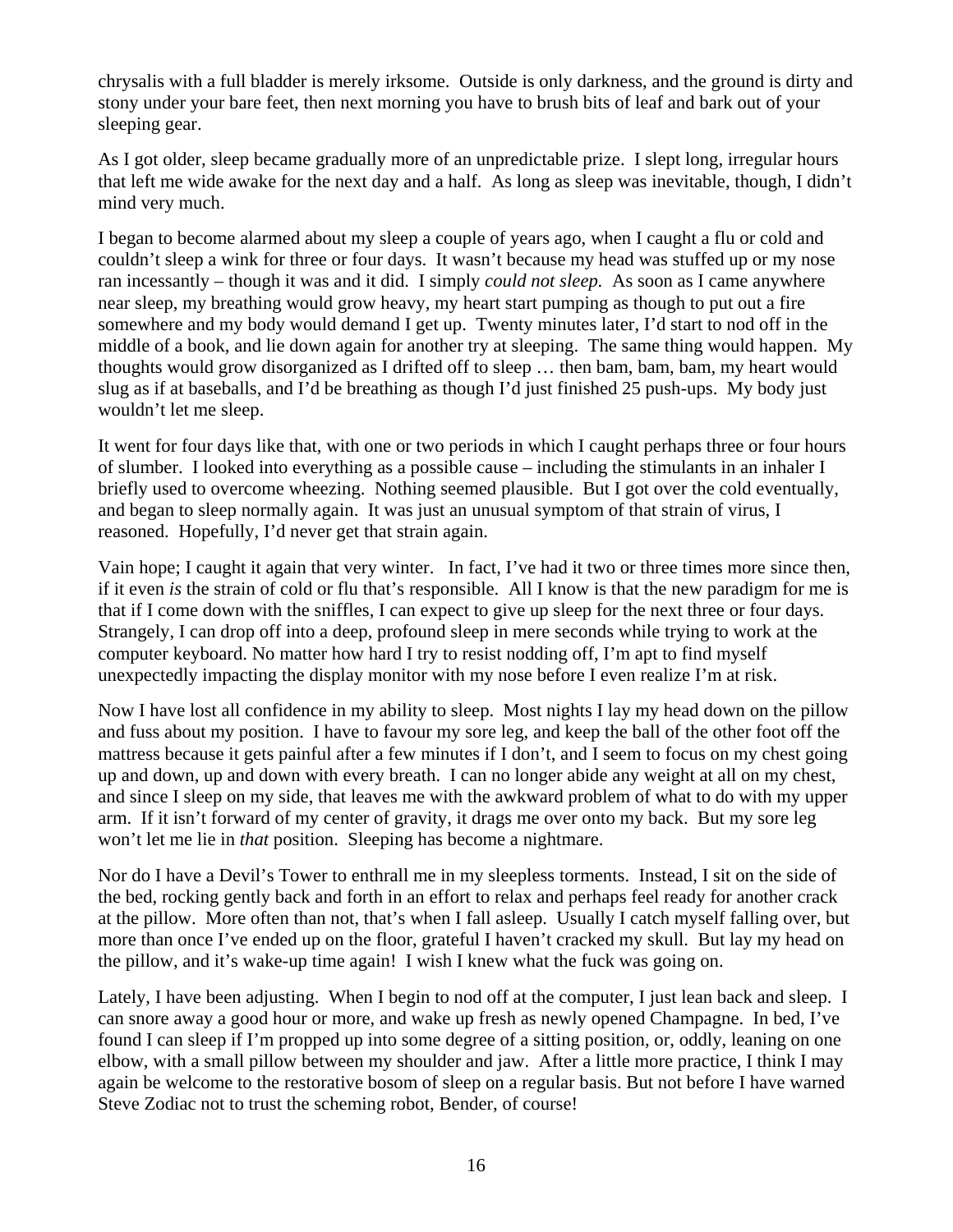chrysalis with a full bladder is merely irksome. Outside is only darkness, and the ground is dirty and stony under your bare feet, then next morning you have to brush bits of leaf and bark out of your sleeping gear.

As I got older, sleep became gradually more of an unpredictable prize. I slept long, irregular hours that left me wide awake for the next day and a half. As long as sleep was inevitable, though, I didn't mind very much.

I began to become alarmed about my sleep a couple of years ago, when I caught a flu or cold and couldn't sleep a wink for three or four days. It wasn't because my head was stuffed up or my nose ran incessantly – though it was and it did. I simply *could not sleep.* As soon as I came anywhere near sleep, my breathing would grow heavy, my heart start pumping as though to put out a fire somewhere and my body would demand I get up. Twenty minutes later, I'd start to nod off in the middle of a book, and lie down again for another try at sleeping. The same thing would happen. My thoughts would grow disorganized as I drifted off to sleep … then bam, bam, bam, my heart would slug as if at baseballs, and I'd be breathing as though I'd just finished 25 push-ups. My body just wouldn't let me sleep.

It went for four days like that, with one or two periods in which I caught perhaps three or four hours of slumber. I looked into everything as a possible cause – including the stimulants in an inhaler I briefly used to overcome wheezing. Nothing seemed plausible. But I got over the cold eventually, and began to sleep normally again. It was just an unusual symptom of that strain of virus, I reasoned. Hopefully, I'd never get that strain again.

Vain hope; I caught it again that very winter. In fact, I've had it two or three times more since then, if it even *is* the strain of cold or flu that's responsible. All I know is that the new paradigm for me is that if I come down with the sniffles, I can expect to give up sleep for the next three or four days. Strangely, I can drop off into a deep, profound sleep in mere seconds while trying to work at the computer keyboard. No matter how hard I try to resist nodding off, I'm apt to find myself unexpectedly impacting the display monitor with my nose before I even realize I'm at risk.

Now I have lost all confidence in my ability to sleep. Most nights I lay my head down on the pillow and fuss about my position. I have to favour my sore leg, and keep the ball of the other foot off the mattress because it gets painful after a few minutes if I don't, and I seem to focus on my chest going up and down, up and down with every breath. I can no longer abide any weight at all on my chest, and since I sleep on my side, that leaves me with the awkward problem of what to do with my upper arm. If it isn't forward of my center of gravity, it drags me over onto my back. But my sore leg won't let me lie in *that* position. Sleeping has become a nightmare.

Nor do I have a Devil's Tower to enthrall me in my sleepless torments. Instead, I sit on the side of the bed, rocking gently back and forth in an effort to relax and perhaps feel ready for another crack at the pillow. More often than not, that's when I fall asleep. Usually I catch myself falling over, but more than once I've ended up on the floor, grateful I haven't cracked my skull. But lay my head on the pillow, and it's wake-up time again! I wish I knew what the fuck was going on.

Lately, I have been adjusting. When I begin to nod off at the computer, I just lean back and sleep. I can snore away a good hour or more, and wake up fresh as newly opened Champagne. In bed, I've found I can sleep if I'm propped up into some degree of a sitting position, or, oddly, leaning on one elbow, with a small pillow between my shoulder and jaw. After a little more practice, I think I may again be welcome to the restorative bosom of sleep on a regular basis. But not before I have warned Steve Zodiac not to trust the scheming robot, Bender, of course!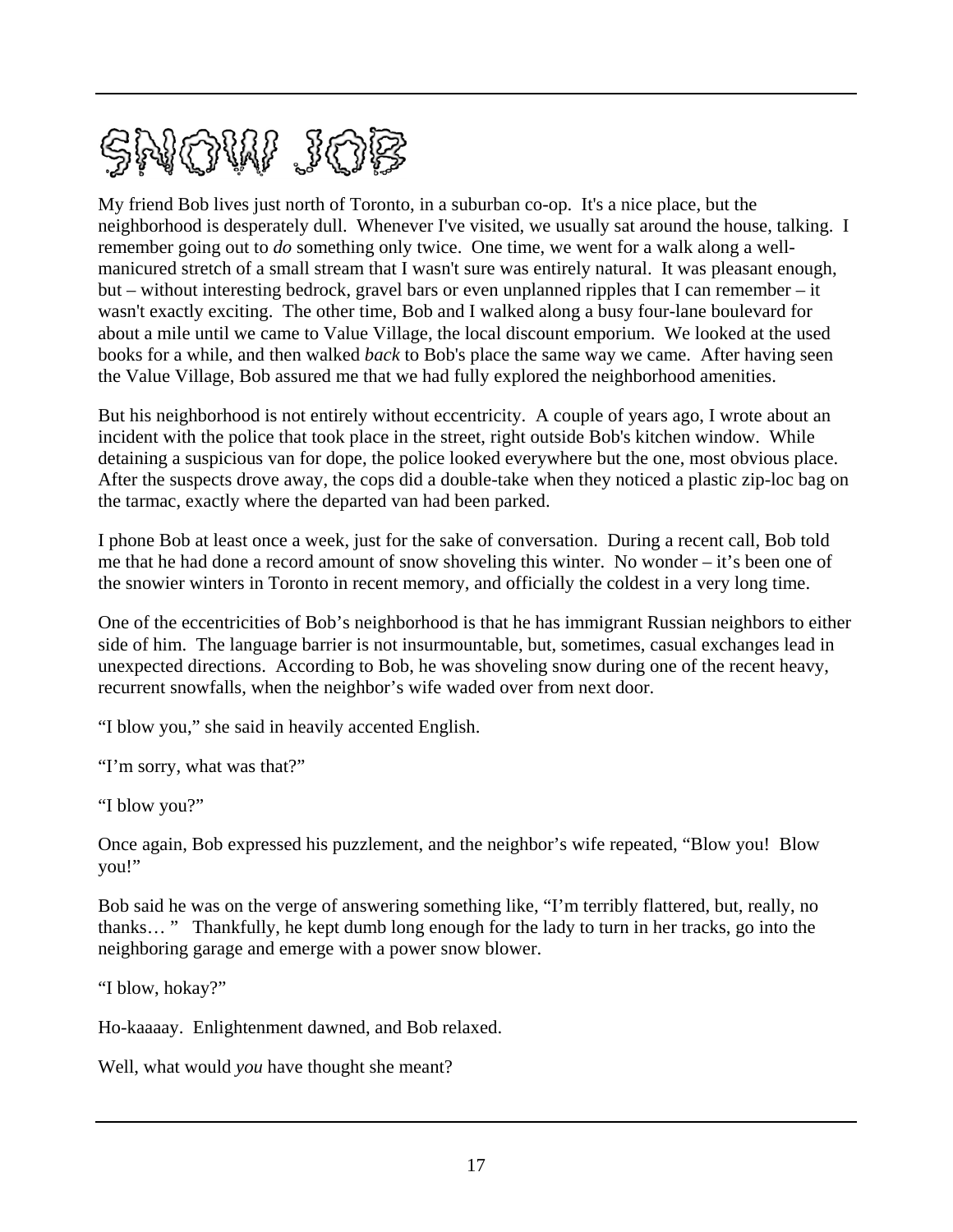# SNOW JOB

My friend Bob lives just north of Toronto, in a suburban co-op. It's a nice place, but the neighborhood is desperately dull. Whenever I've visited, we usually sat around the house, talking. I remember going out to *do* something only twice. One time, we went for a walk along a well-manicured stretch of a small stream that I wasn't sure was entirely natural. It was pleasant enough, but – without interesting bedrock, gravel bars or even unplanned ripples that I can remember – it wasn't exactly exciting. The other time, Bob and I walked along a busy four-lane boulevard for about a mile until we came to Value Village, the local discount emporium. We looked at the used books for a while, and then walked *back* to Bob's place the same way we came. After having seen the Value Village, Bob assured me that we had fully explored the neighborhood amenities.

But his neighborhood is not entirely without eccentricity. A couple of years ago, I wrote about an incident with the police that took place in the street, right outside Bob's kitchen window. While detaining a suspicious van for dope, the police looked everywhere but the one, most obvious place. After the suspects drove away, the cops did a double-take when they noticed a plastic zip-loc bag on the tarmac, exactly where the departed van had been parked.

I phone Bob at least once a week, just for the sake of conversation. During a recent call, Bob told me that he had done a record amount of snow shoveling this winter. No wonder – it's been one of the snowier winters in Toronto in recent memory, and officially the coldest in a very long time.

One of the eccentricities of Bob's neighborhood is that he has immigrant Russian neighbors to either side of him. The language barrier is not insurmountable, but, sometimes, casual exchanges lead in unexpected directions. According to Bob, he was shoveling snow during one of the recent heavy, recurrent snowfalls, when the neighbor's wife waded over from next door.

"I blow you," she said in heavily accented English.

"I'm sorry, what was that?"

"I blow you?"

Once again, Bob expressed his puzzlement, and the neighbor's wife repeated, "Blow you! Blow you!"

Bob said he was on the verge of answering something like, "I'm terribly flattered, but, really, no thanks… " Thankfully, he kept dumb long enough for the lady to turn in her tracks, go into the neighboring garage and emerge with a power snow blower.

"I blow, hokay?"

Ho-kaaaay. Enlightenment dawned, and Bob relaxed.

Well, what would *you* have thought she meant?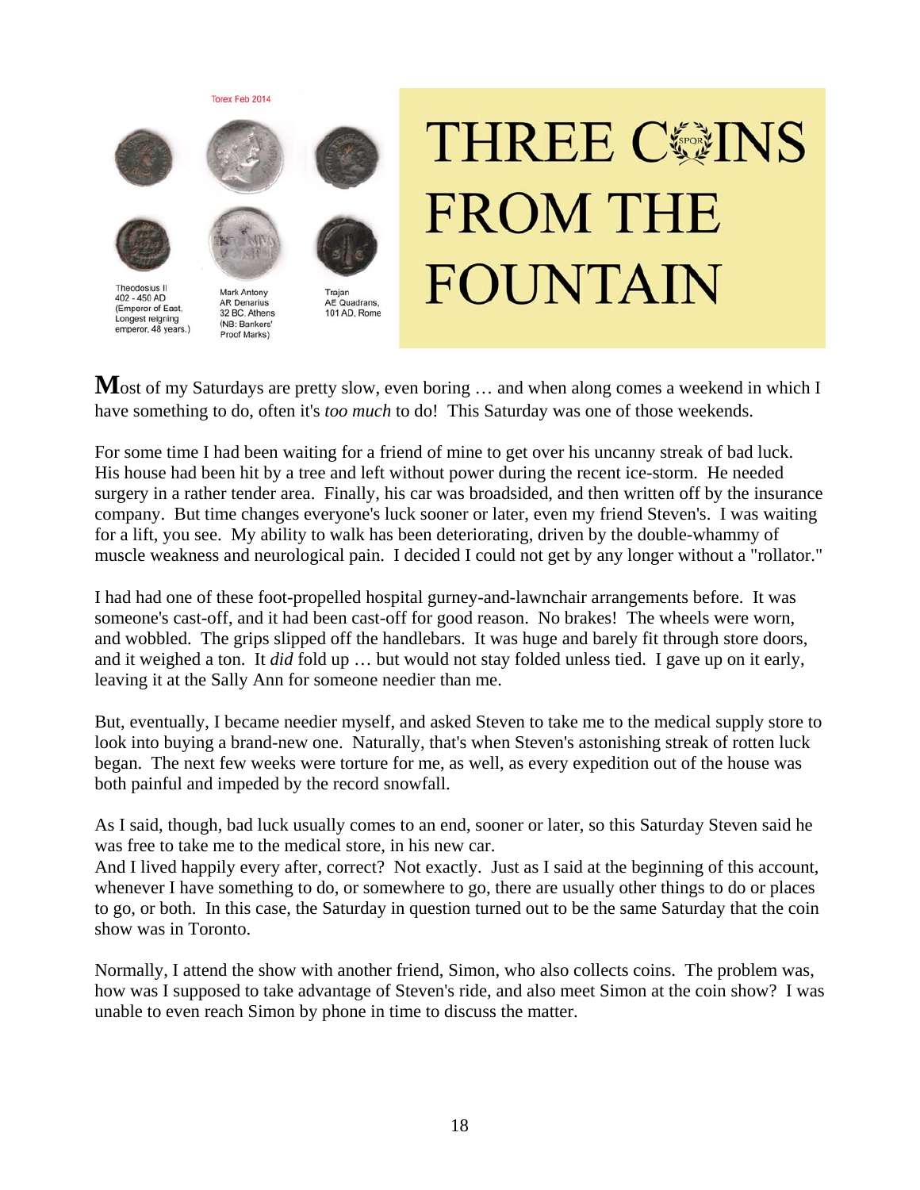Torex Feb 2014

Theodosius II
402 - 450 AD
(Emperor of East, Longest reigning emperor, 48 years.)

Mark Antony
AR Denarius
32 BC, Athens
(NB: Bankers' Proof Marks)

Trajan
AE Quadrans,
101 AD, Rome

# THREE COINS FROM THE FOUNTAIN

**M**ost of my Saturdays are pretty slow, even boring … and when along comes a weekend in which I have something to do, often it's *too much* to do! This Saturday was one of those weekends.

For some time I had been waiting for a friend of mine to get over his uncanny streak of bad luck. His house had been hit by a tree and left without power during the recent ice-storm. He needed surgery in a rather tender area. Finally, his car was broadsided, and then written off by the insurance company. But time changes everyone's luck sooner or later, even my friend Steven's. I was waiting for a lift, you see. My ability to walk has been deteriorating, driven by the double-whammy of muscle weakness and neurological pain. I decided I could not get by any longer without a "rollator."

I had had one of these foot-propelled hospital gurney-and-lawnchair arrangements before. It was someone's cast-off, and it had been cast-off for good reason. No brakes! The wheels were worn, and wobbled. The grips slipped off the handlebars. It was huge and barely fit through store doors, and it weighed a ton. It *did* fold up … but would not stay folded unless tied. I gave up on it early, leaving it at the Sally Ann for someone needier than me.

But, eventually, I became needier myself, and asked Steven to take me to the medical supply store to look into buying a brand-new one. Naturally, that's when Steven's astonishing streak of rotten luck began. The next few weeks were torture for me, as well, as every expedition out of the house was both painful and impeded by the record snowfall.

As I said, though, bad luck usually comes to an end, sooner or later, so this Saturday Steven said he was free to take me to the medical store, in his new car.
And I lived happily every after, correct? Not exactly. Just as I said at the beginning of this account, whenever I have something to do, or somewhere to go, there are usually other things to do or places to go, or both. In this case, the Saturday in question turned out to be the same Saturday that the coin show was in Toronto.

Normally, I attend the show with another friend, Simon, who also collects coins. The problem was, how was I supposed to take advantage of Steven's ride, and also meet Simon at the coin show? I was unable to even reach Simon by phone in time to discuss the matter.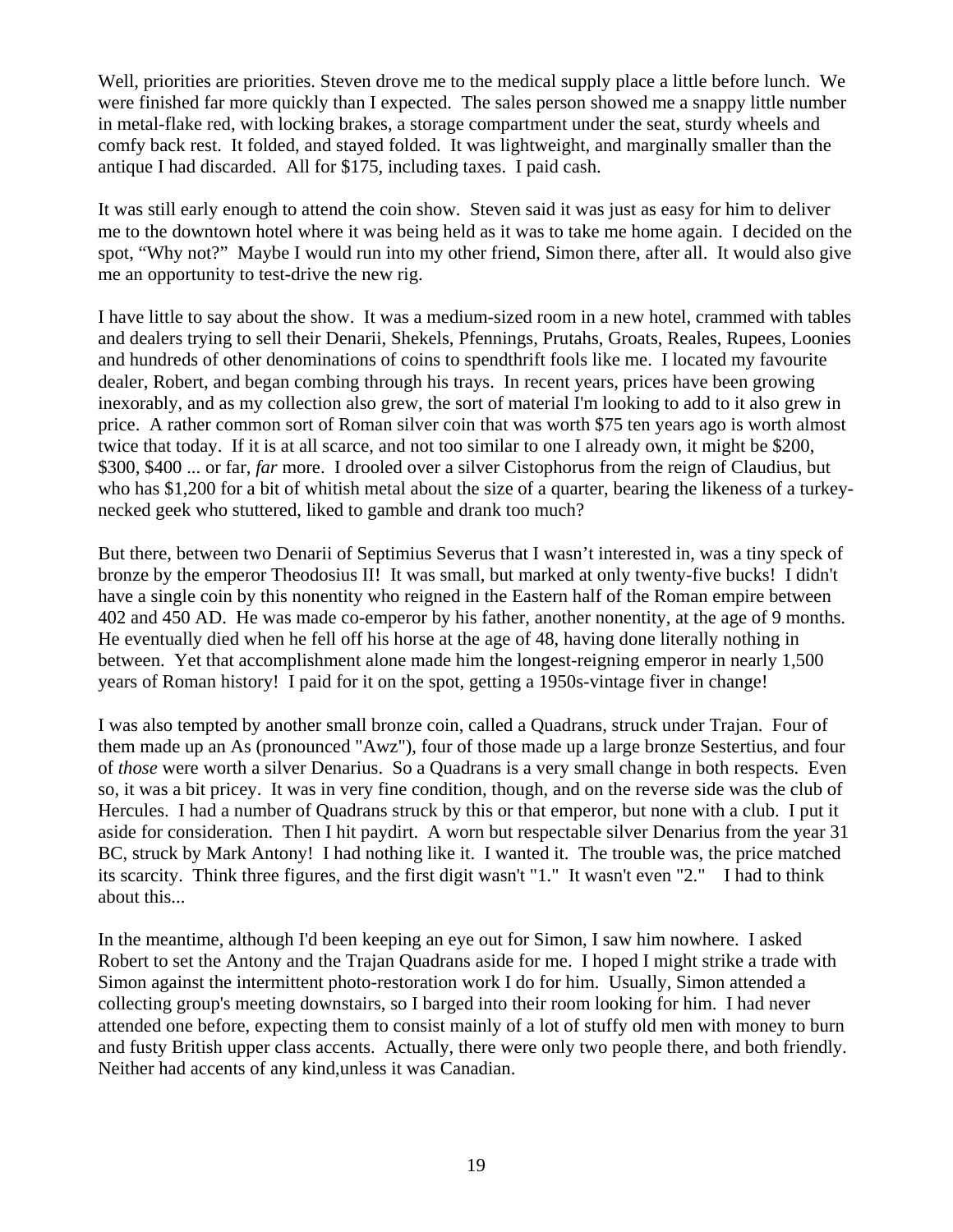Well, priorities are priorities. Steven drove me to the medical supply place a little before lunch. We were finished far more quickly than I expected. The sales person showed me a snappy little number in metal-flake red, with locking brakes, a storage compartment under the seat, sturdy wheels and comfy back rest. It folded, and stayed folded. It was lightweight, and marginally smaller than the antique I had discarded. All for $175, including taxes. I paid cash.

It was still early enough to attend the coin show. Steven said it was just as easy for him to deliver me to the downtown hotel where it was being held as it was to take me home again. I decided on the spot, "Why not?" Maybe I would run into my other friend, Simon there, after all. It would also give me an opportunity to test-drive the new rig.

I have little to say about the show. It was a medium-sized room in a new hotel, crammed with tables and dealers trying to sell their Denarii, Shekels, Pfennings, Prutahs, Groats, Reales, Rupees, Loonies and hundreds of other denominations of coins to spendthrift fools like me. I located my favourite dealer, Robert, and began combing through his trays. In recent years, prices have been growing inexorably, and as my collection also grew, the sort of material I'm looking to add to it also grew in price. A rather common sort of Roman silver coin that was worth $75 ten years ago is worth almost twice that today. If it is at all scarce, and not too similar to one I already own, it might be $200, $300, $400 ... or far, *far* more. I drooled over a silver Cistophorus from the reign of Claudius, but who has $1,200 for a bit of whitish metal about the size of a quarter, bearing the likeness of a turkey-necked geek who stuttered, liked to gamble and drank too much?

But there, between two Denarii of Septimius Severus that I wasn't interested in, was a tiny speck of bronze by the emperor Theodosius II! It was small, but marked at only twenty-five bucks! I didn't have a single coin by this nonentity who reigned in the Eastern half of the Roman empire between 402 and 450 AD. He was made co-emperor by his father, another nonentity, at the age of 9 months. He eventually died when he fell off his horse at the age of 48, having done literally nothing in between. Yet that accomplishment alone made him the longest-reigning emperor in nearly 1,500 years of Roman history! I paid for it on the spot, getting a 1950s-vintage fiver in change!

I was also tempted by another small bronze coin, called a Quadrans, struck under Trajan. Four of them made up an As (pronounced "Awz"), four of those made up a large bronze Sestertius, and four of *those* were worth a silver Denarius. So a Quadrans is a very small change in both respects. Even so, it was a bit pricey. It was in very fine condition, though, and on the reverse side was the club of Hercules. I had a number of Quadrans struck by this or that emperor, but none with a club. I put it aside for consideration. Then I hit paydirt. A worn but respectable silver Denarius from the year 31 BC, struck by Mark Antony! I had nothing like it. I wanted it. The trouble was, the price matched its scarcity. Think three figures, and the first digit wasn't "1." It wasn't even "2." I had to think about this...

In the meantime, although I'd been keeping an eye out for Simon, I saw him nowhere. I asked Robert to set the Antony and the Trajan Quadrans aside for me. I hoped I might strike a trade with Simon against the intermittent photo-restoration work I do for him. Usually, Simon attended a collecting group's meeting downstairs, so I barged into their room looking for him. I had never attended one before, expecting them to consist mainly of a lot of stuffy old men with money to burn and fusty British upper class accents. Actually, there were only two people there, and both friendly. Neither had accents of any kind,unless it was Canadian.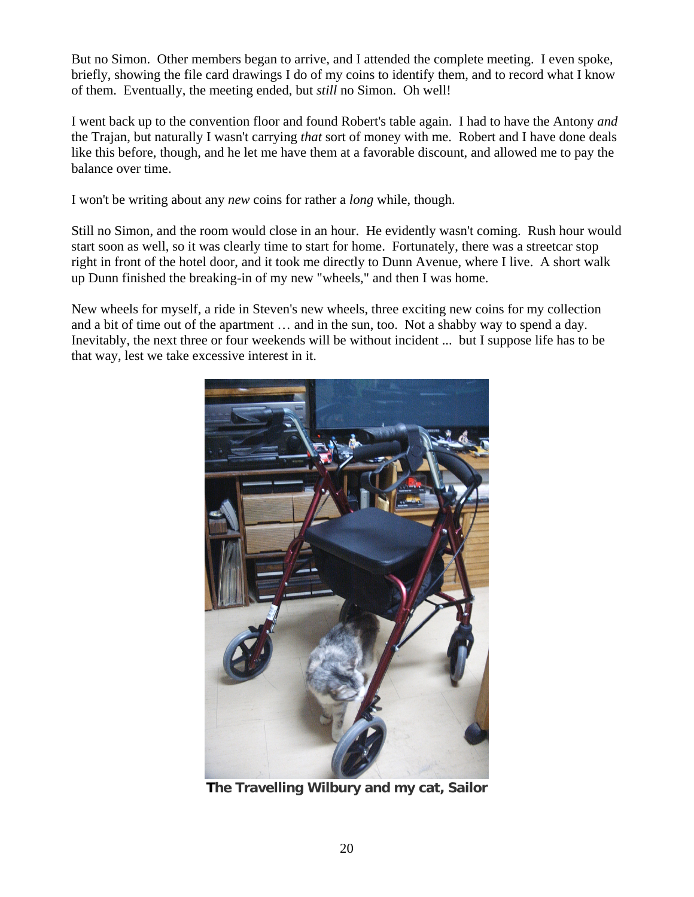But no Simon. Other members began to arrive, and I attended the complete meeting. I even spoke, briefly, showing the file card drawings I do of my coins to identify them, and to record what I know of them. Eventually, the meeting ended, but *still* no Simon. Oh well!

I went back up to the convention floor and found Robert's table again. I had to have the Antony *and* the Trajan, but naturally I wasn't carrying *that* sort of money with me. Robert and I have done deals like this before, though, and he let me have them at a favorable discount, and allowed me to pay the balance over time.

I won't be writing about any *new* coins for rather a *long* while, though.

Still no Simon, and the room would close in an hour. He evidently wasn't coming. Rush hour would start soon as well, so it was clearly time to start for home. Fortunately, there was a streetcar stop right in front of the hotel door, and it took me directly to Dunn Avenue, where I live. A short walk up Dunn finished the breaking-in of my new "wheels," and then I was home.

New wheels for myself, a ride in Steven's new wheels, three exciting new coins for my collection and a bit of time out of the apartment … and in the sun, too. Not a shabby way to spend a day. Inevitably, the next three or four weekends will be without incident ... but I suppose life has to be that way, lest we take excessive interest in it.

**The Travelling Wilbury and my cat, Sailor**